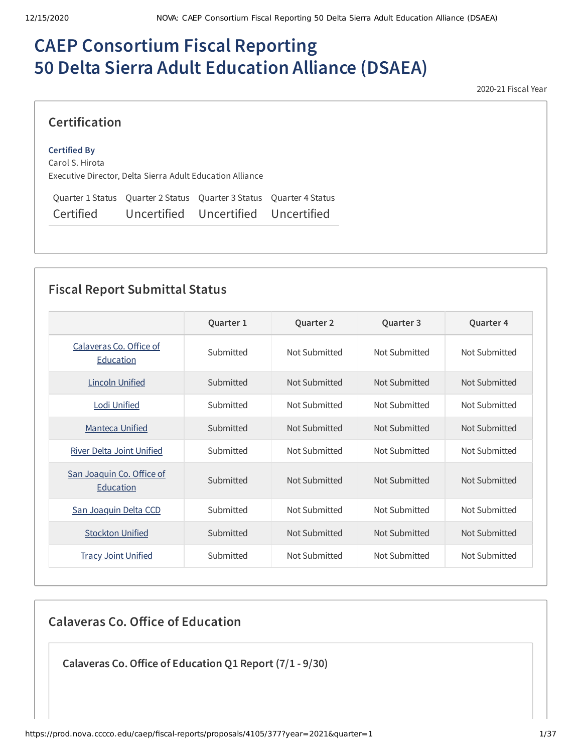# CAEP Consortium Fiscal Reporting
# 50 Delta Sierra Adult Education Alliance (DSAEA)

2020-21 Fiscal Year

## Certification

**Certified By**
Carol S. Hirota
Executive Director, Delta Sierra Adult Education Alliance

| Quarter 1 Status | Quarter 2 Status | Quarter 3 Status | Quarter 4 Status |
|---|---|---|---|
| Certified | Uncertified | Uncertified | Uncertified |

## Fiscal Report Submittal Status

| | Quarter 1 | Quarter 2 | Quarter 3 | Quarter 4 |
|---|---|---|---|---|
| Calaveras Co. Office of Education | Submitted | Not Submitted | Not Submitted | Not Submitted |
| Lincoln Unified | Submitted | Not Submitted | Not Submitted | Not Submitted |
| Lodi Unified | Submitted | Not Submitted | Not Submitted | Not Submitted |
| Manteca Unified | Submitted | Not Submitted | Not Submitted | Not Submitted |
| River Delta Joint Unified | Submitted | Not Submitted | Not Submitted | Not Submitted |
| San Joaquin Co. Office of Education | Submitted | Not Submitted | Not Submitted | Not Submitted |
| San Joaquin Delta CCD | Submitted | Not Submitted | Not Submitted | Not Submitted |
| Stockton Unified | Submitted | Not Submitted | Not Submitted | Not Submitted |
| Tracy Joint Unified | Submitted | Not Submitted | Not Submitted | Not Submitted |

## Calaveras Co. Office of Education

### Calaveras Co. Office of Education Q1 Report (7/1 - 9/30)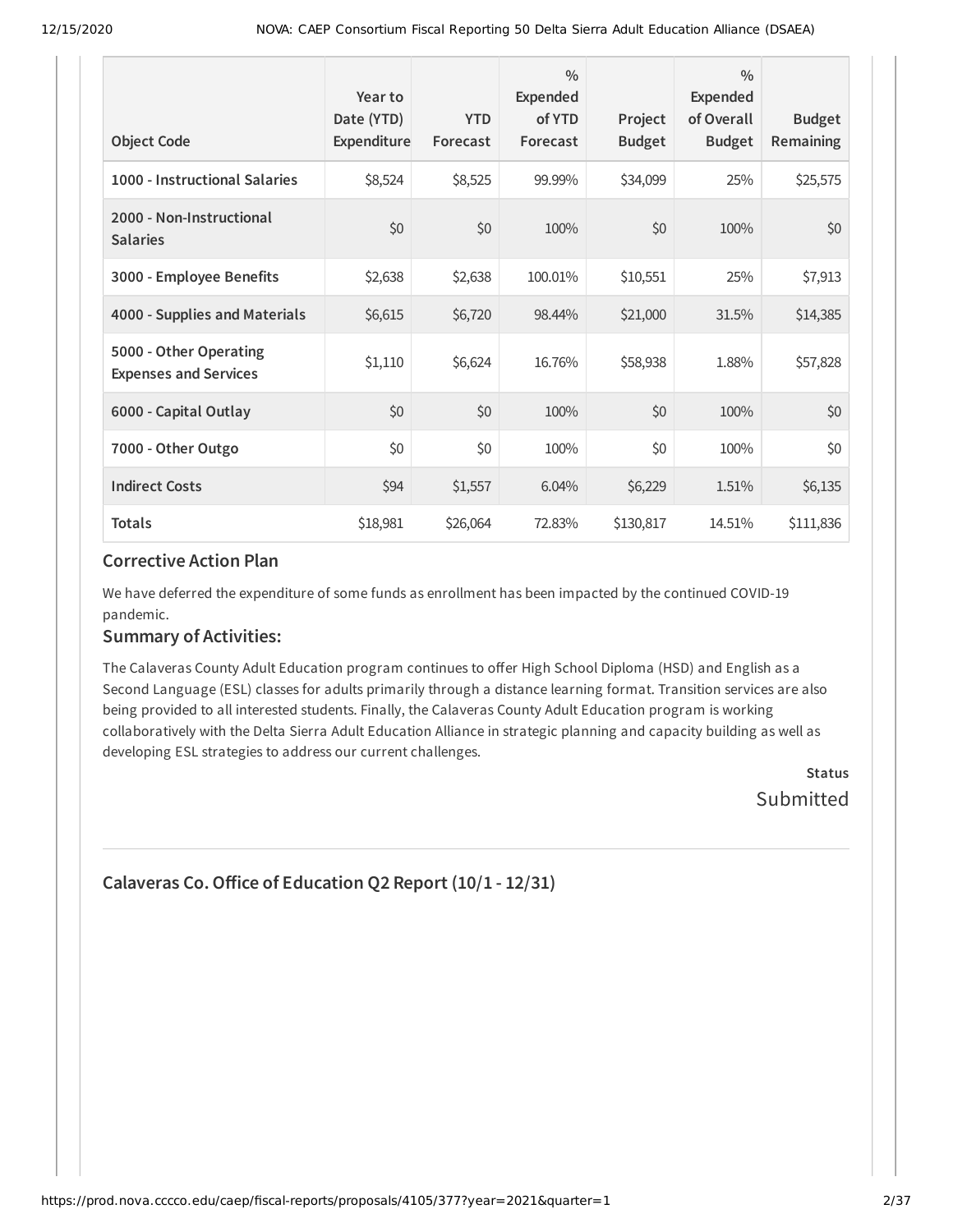| Object Code | Year to Date (YTD) Expenditure | YTD Forecast | % Expended of YTD Forecast | Project Budget | % Expended of Overall Budget | Budget Remaining |
|---|---|---|---|---|---|---|
| **1000 - Instructional Salaries** | $8,524 | $8,525 | 99.99% | $34,099 | 25% | $25,575 |
| **2000 - Non-Instructional Salaries** | $0 | $0 | 100% | $0 | 100% | $0 |
| **3000 - Employee Benefits** | $2,638 | $2,638 | 100.01% | $10,551 | 25% | $7,913 |
| **4000 - Supplies and Materials** | $6,615 | $6,720 | 98.44% | $21,000 | 31.5% | $14,385 |
| **5000 - Other Operating Expenses and Services** | $1,110 | $6,624 | 16.76% | $58,938 | 1.88% | $57,828 |
| **6000 - Capital Outlay** | $0 | $0 | 100% | $0 | 100% | $0 |
| **7000 - Other Outgo** | $0 | $0 | 100% | $0 | 100% | $0 |
| **Indirect Costs** | $94 | $1,557 | 6.04% | $6,229 | 1.51% | $6,135 |
| **Totals** | $18,981 | $26,064 | 72.83% | $130,817 | 14.51% | $111,836 |

### Corrective Action Plan

We have deferred the expenditure of some funds as enrollment has been impacted by the continued COVID-19 pandemic.

### Summary of Activities:

The Calaveras County Adult Education program continues to offer High School Diploma (HSD) and English as a Second Language (ESL) classes for adults primarily through a distance learning format. Transition services are also being provided to all interested students. Finally, the Calaveras County Adult Education program is working collaboratively with the Delta Sierra Adult Education Alliance in strategic planning and capacity building as well as developing ESL strategies to address our current challenges.

**Status**

Submitted

---

## Calaveras Co. Office of Education Q2 Report (10/1 - 12/31)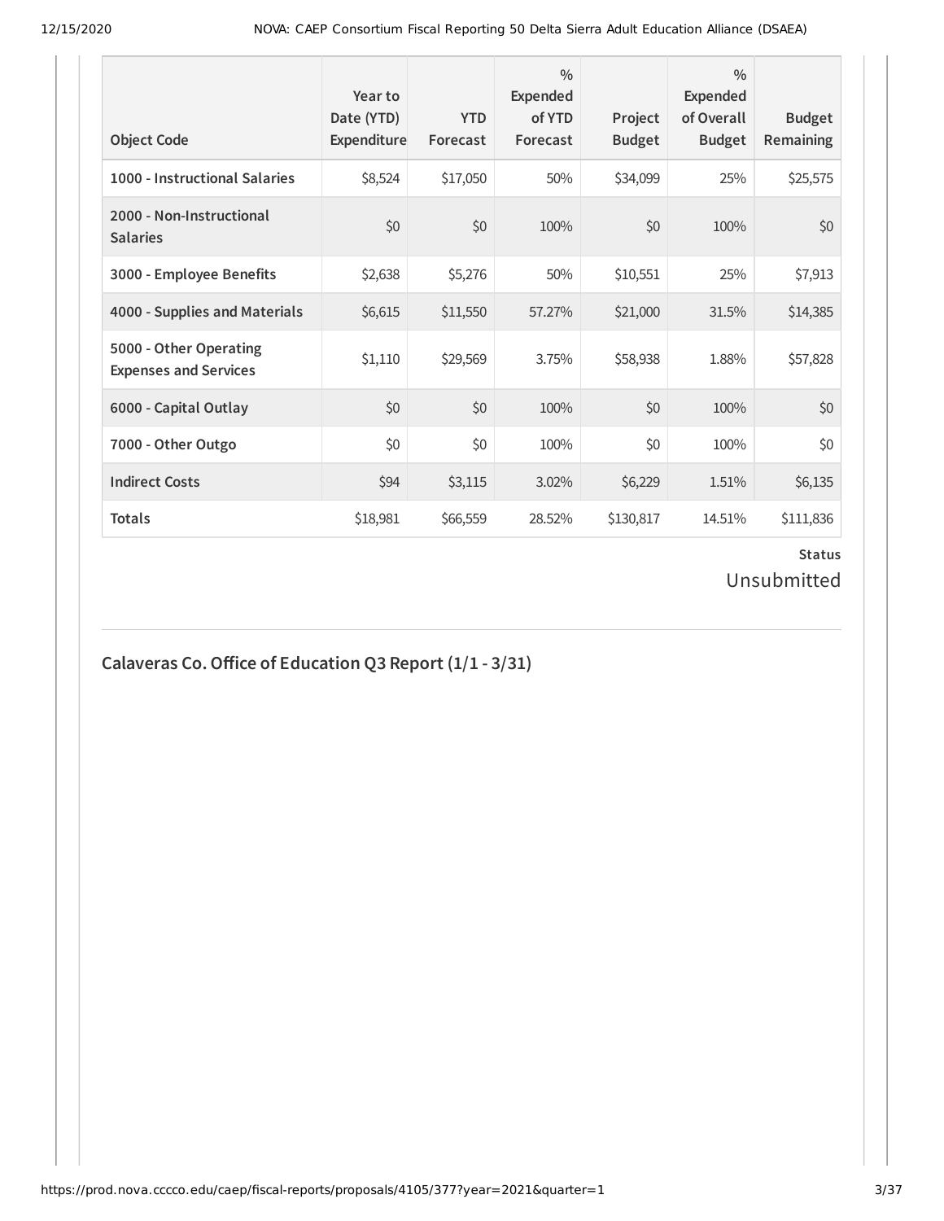| Object Code | Year to Date (YTD) Expenditure | YTD Forecast | % Expended of YTD Forecast | Project Budget | % Expended of Overall Budget | Budget Remaining |
|---|---|---|---|---|---|---|
| 1000 - Instructional Salaries | $8,524 | $17,050 | 50% | $34,099 | 25% | $25,575 |
| 2000 - Non-Instructional Salaries | $0 | $0 | 100% | $0 | 100% | $0 |
| 3000 - Employee Benefits | $2,638 | $5,276 | 50% | $10,551 | 25% | $7,913 |
| 4000 - Supplies and Materials | $6,615 | $11,550 | 57.27% | $21,000 | 31.5% | $14,385 |
| 5000 - Other Operating Expenses and Services | $1,110 | $29,569 | 3.75% | $58,938 | 1.88% | $57,828 |
| 6000 - Capital Outlay | $0 | $0 | 100% | $0 | 100% | $0 |
| 7000 - Other Outgo | $0 | $0 | 100% | $0 | 100% | $0 |
| Indirect Costs | $94 | $3,115 | 3.02% | $6,229 | 1.51% | $6,135 |
| Totals | $18,981 | $66,559 | 28.52% | $130,817 | 14.51% | $111,836 |

**Status**

Unsubmitted

## Calaveras Co. Office of Education Q3 Report (1/1 - 3/31)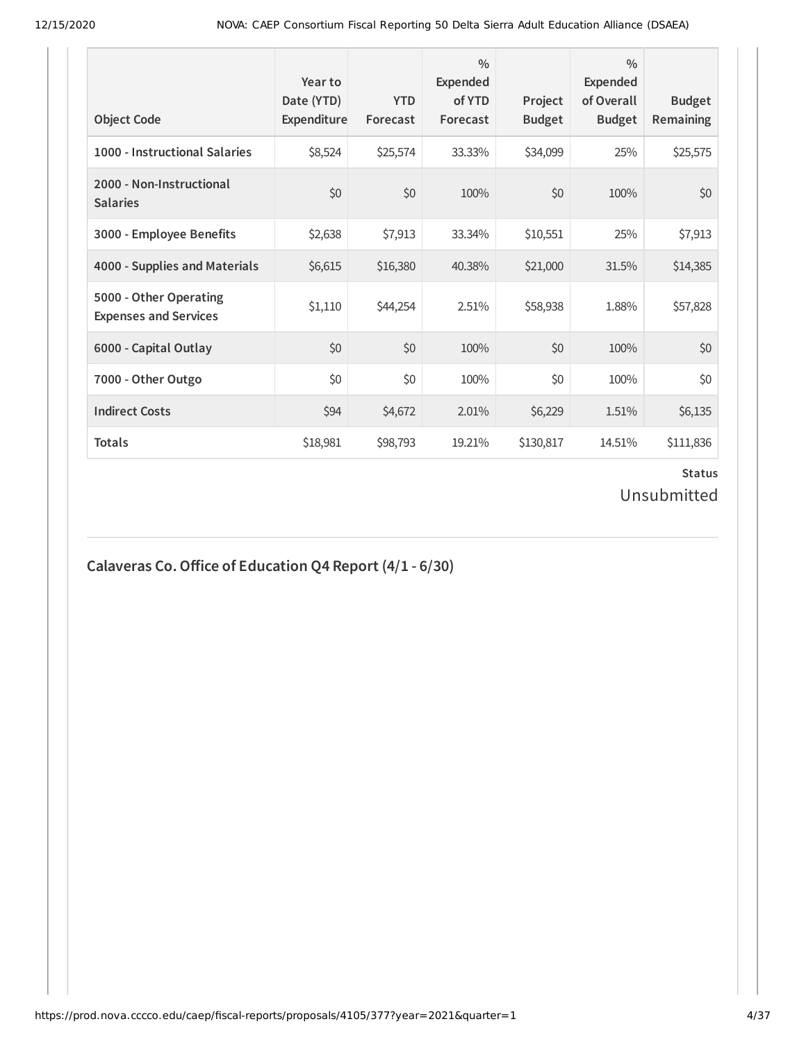| Object Code | Year to Date (YTD) Expenditure | YTD Forecast | % Expended of YTD Forecast | Project Budget | % Expended of Overall Budget | Budget Remaining |
|---|---|---|---|---|---|---|
| **1000 - Instructional Salaries** | $8,524 | $25,574 | 33.33% | $34,099 | 25% | $25,575 |
| **2000 - Non-Instructional Salaries** | $0 | $0 | 100% | $0 | 100% | $0 |
| **3000 - Employee Benefits** | $2,638 | $7,913 | 33.34% | $10,551 | 25% | $7,913 |
| **4000 - Supplies and Materials** | $6,615 | $16,380 | 40.38% | $21,000 | 31.5% | $14,385 |
| **5000 - Other Operating Expenses and Services** | $1,110 | $44,254 | 2.51% | $58,938 | 1.88% | $57,828 |
| **6000 - Capital Outlay** | $0 | $0 | 100% | $0 | 100% | $0 |
| **7000 - Other Outgo** | $0 | $0 | 100% | $0 | 100% | $0 |
| **Indirect Costs** | $94 | $4,672 | 2.01% | $6,229 | 1.51% | $6,135 |
| **Totals** | $18,981 | $98,793 | 19.21% | $130,817 | 14.51% | $111,836 |

**Status**

Unsubmitted

## Calaveras Co. Office of Education Q4 Report (4/1 - 6/30)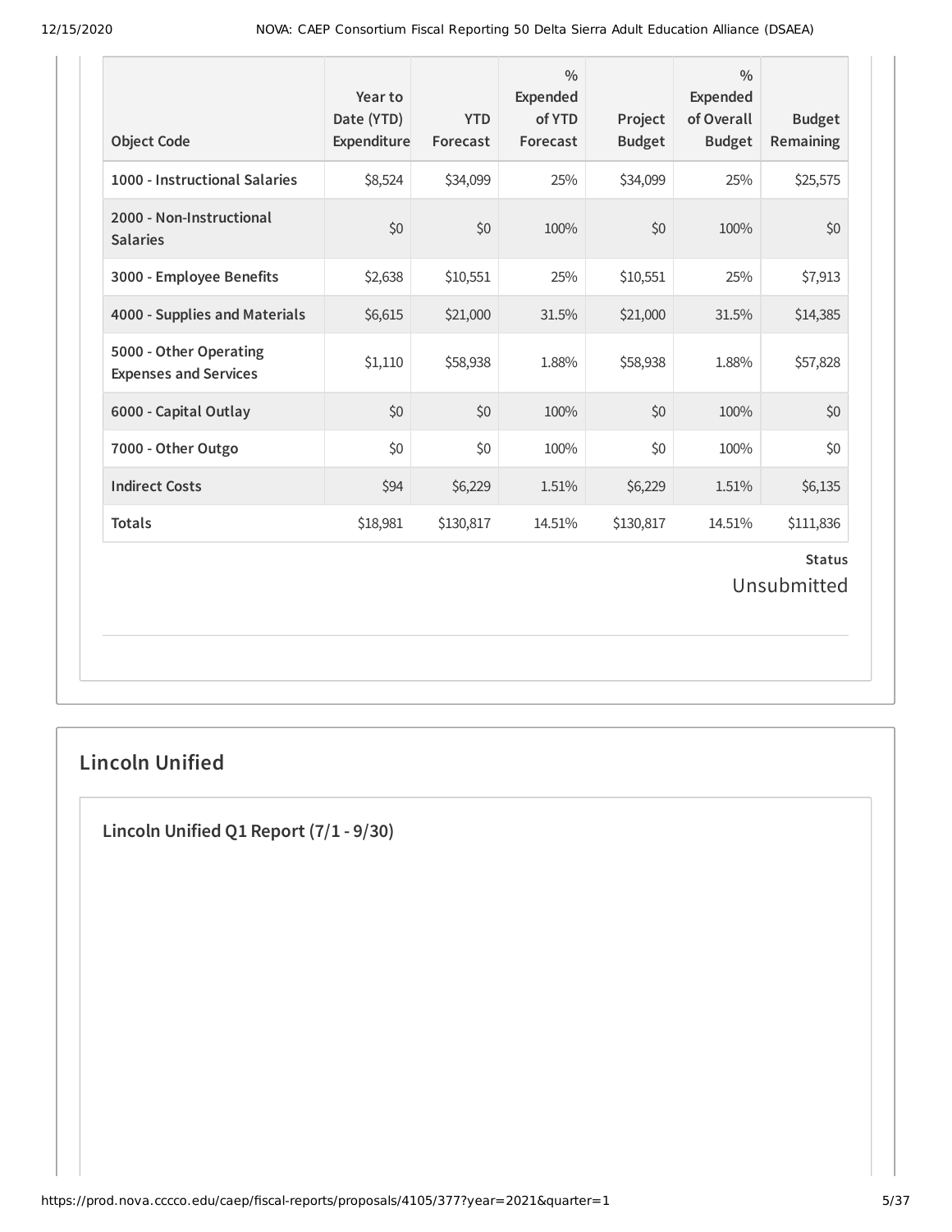| Object Code | Year to Date (YTD) Expenditure | YTD Forecast | % Expended of YTD Forecast | Project Budget | % Expended of Overall Budget | Budget Remaining |
|---|---|---|---|---|---|---|
| 1000 - Instructional Salaries | $8,524 | $34,099 | 25% | $34,099 | 25% | $25,575 |
| 2000 - Non-Instructional Salaries | $0 | $0 | 100% | $0 | 100% | $0 |
| 3000 - Employee Benefits | $2,638 | $10,551 | 25% | $10,551 | 25% | $7,913 |
| 4000 - Supplies and Materials | $6,615 | $21,000 | 31.5% | $21,000 | 31.5% | $14,385 |
| 5000 - Other Operating Expenses and Services | $1,110 | $58,938 | 1.88% | $58,938 | 1.88% | $57,828 |
| 6000 - Capital Outlay | $0 | $0 | 100% | $0 | 100% | $0 |
| 7000 - Other Outgo | $0 | $0 | 100% | $0 | 100% | $0 |
| Indirect Costs | $94 | $6,229 | 1.51% | $6,229 | 1.51% | $6,135 |
| Totals | $18,981 | $130,817 | 14.51% | $130,817 | 14.51% | $111,836 |

**Status**

Unsubmitted

## Lincoln Unified

### Lincoln Unified Q1 Report (7/1 - 9/30)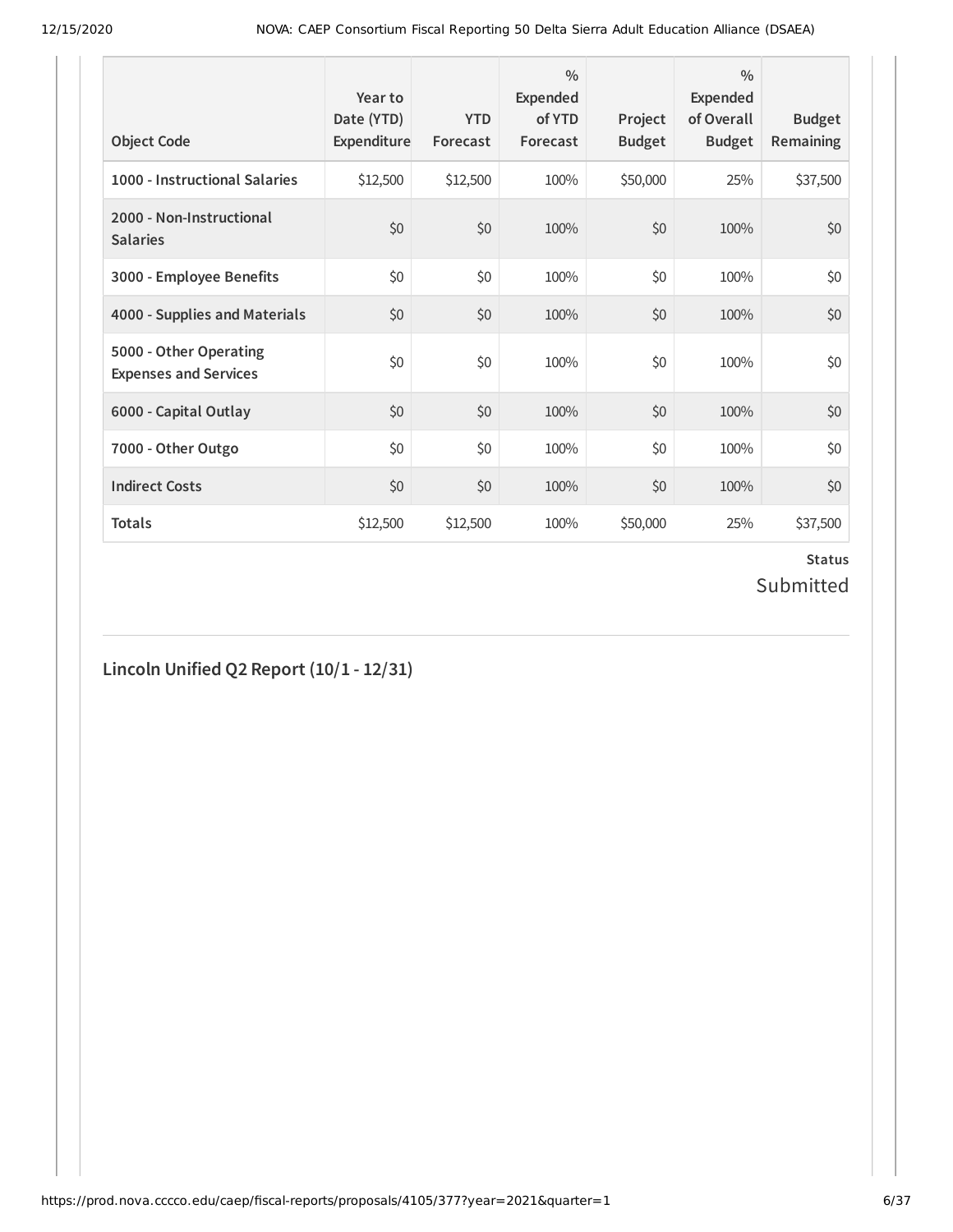| Object Code | Year to Date (YTD) Expenditure | YTD Forecast | % Expended of YTD Forecast | Project Budget | % Expended of Overall Budget | Budget Remaining |
|---|---|---|---|---|---|---|
| **1000 - Instructional Salaries** | $12,500 | $12,500 | 100% | $50,000 | 25% | $37,500 |
| **2000 - Non-Instructional Salaries** | $0 | $0 | 100% | $0 | 100% | $0 |
| **3000 - Employee Benefits** | $0 | $0 | 100% | $0 | 100% | $0 |
| **4000 - Supplies and Materials** | $0 | $0 | 100% | $0 | 100% | $0 |
| **5000 - Other Operating Expenses and Services** | $0 | $0 | 100% | $0 | 100% | $0 |
| **6000 - Capital Outlay** | $0 | $0 | 100% | $0 | 100% | $0 |
| **7000 - Other Outgo** | $0 | $0 | 100% | $0 | 100% | $0 |
| **Indirect Costs** | $0 | $0 | 100% | $0 | 100% | $0 |
| **Totals** | $12,500 | $12,500 | 100% | $50,000 | 25% | $37,500 |

**Status**

Submitted

## Lincoln Unified Q2 Report (10/1 - 12/31)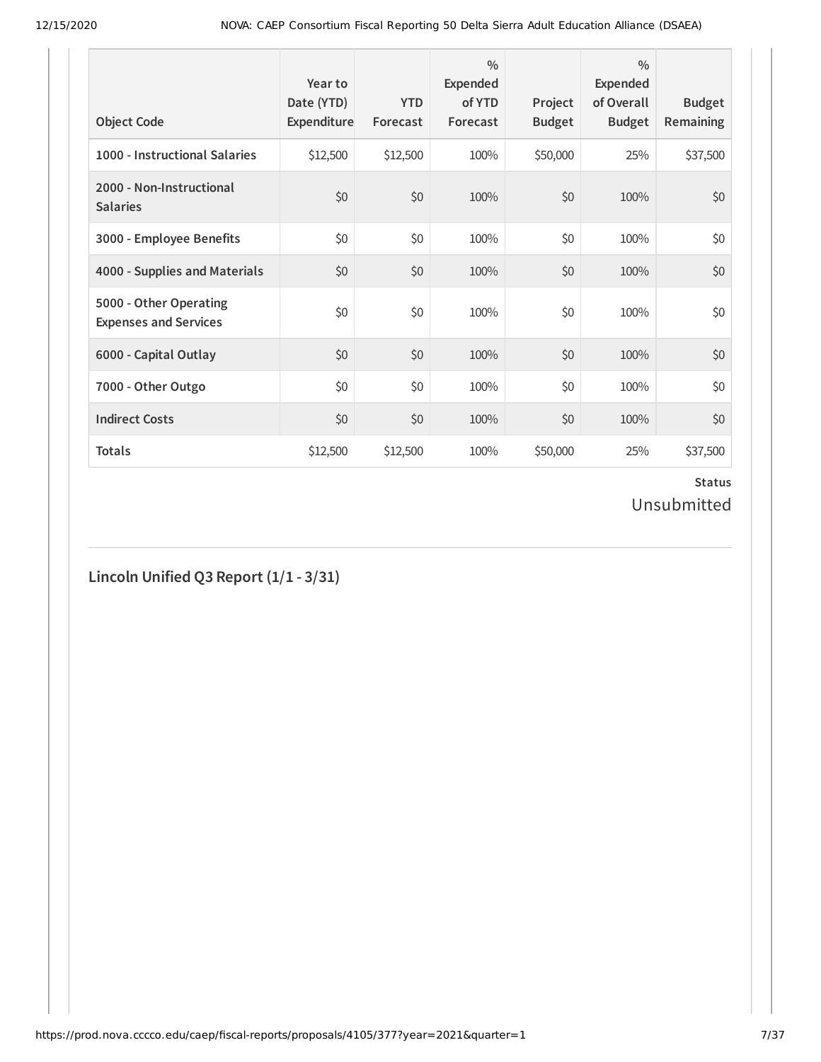| Object Code | Year to Date (YTD) Expenditure | YTD Forecast | % Expended of YTD Forecast | Project Budget | % Expended of Overall Budget | Budget Remaining |
|---|---|---|---|---|---|---|
| **1000 - Instructional Salaries** | $12,500 | $12,500 | 100% | $50,000 | 25% | $37,500 |
| **2000 - Non-Instructional Salaries** | $0 | $0 | 100% | $0 | 100% | $0 |
| **3000 - Employee Benefits** | $0 | $0 | 100% | $0 | 100% | $0 |
| **4000 - Supplies and Materials** | $0 | $0 | 100% | $0 | 100% | $0 |
| **5000 - Other Operating Expenses and Services** | $0 | $0 | 100% | $0 | 100% | $0 |
| **6000 - Capital Outlay** | $0 | $0 | 100% | $0 | 100% | $0 |
| **7000 - Other Outgo** | $0 | $0 | 100% | $0 | 100% | $0 |
| **Indirect Costs** | $0 | $0 | 100% | $0 | 100% | $0 |
| **Totals** | $12,500 | $12,500 | 100% | $50,000 | 25% | $37,500 |

**Status**

Unsubmitted

## Lincoln Unified Q3 Report (1/1 - 3/31)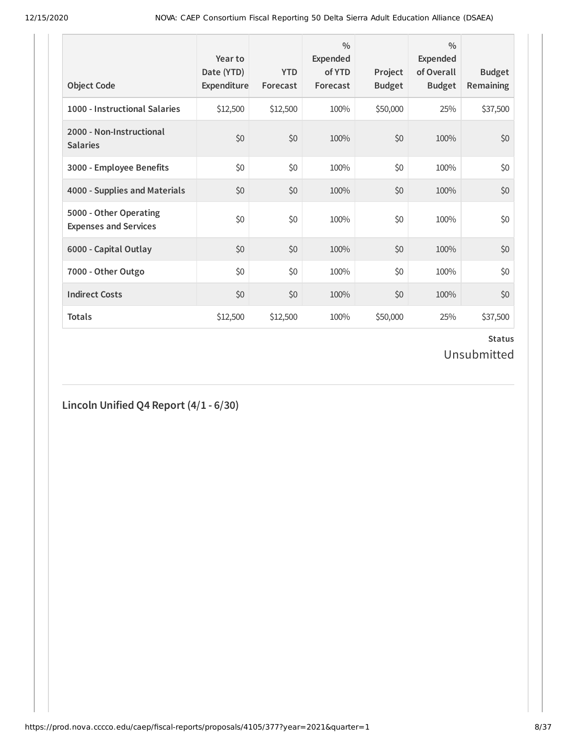| Object Code | Year to Date (YTD) Expenditure | YTD Forecast | % Expended of YTD Forecast | Project Budget | % Expended of Overall Budget | Budget Remaining |
|---|---|---|---|---|---|---|
| **1000 - Instructional Salaries** | $12,500 | $12,500 | 100% | $50,000 | 25% | $37,500 |
| **2000 - Non-Instructional Salaries** | $0 | $0 | 100% | $0 | 100% | $0 |
| **3000 - Employee Benefits** | $0 | $0 | 100% | $0 | 100% | $0 |
| **4000 - Supplies and Materials** | $0 | $0 | 100% | $0 | 100% | $0 |
| **5000 - Other Operating Expenses and Services** | $0 | $0 | 100% | $0 | 100% | $0 |
| **6000 - Capital Outlay** | $0 | $0 | 100% | $0 | 100% | $0 |
| **7000 - Other Outgo** | $0 | $0 | 100% | $0 | 100% | $0 |
| **Indirect Costs** | $0 | $0 | 100% | $0 | 100% | $0 |
| **Totals** | $12,500 | $12,500 | 100% | $50,000 | 25% | $37,500 |

**Status**

Unsubmitted

## Lincoln Unified Q4 Report (4/1 - 6/30)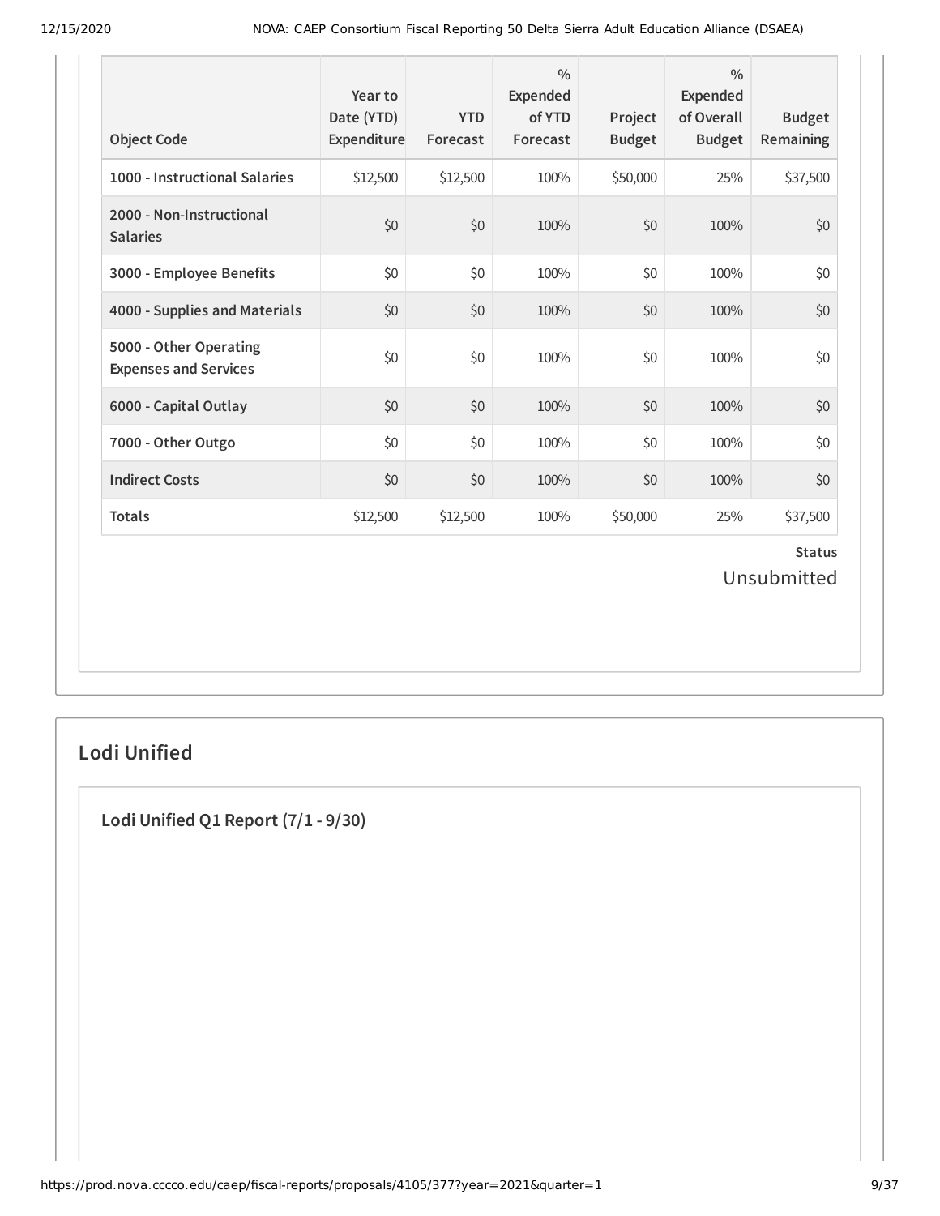| Object Code | Year to Date (YTD) Expenditure | YTD Forecast | % Expended of YTD Forecast | Project Budget | % Expended of Overall Budget | Budget Remaining |
|---|---|---|---|---|---|---|
| 1000 - Instructional Salaries | $12,500 | $12,500 | 100% | $50,000 | 25% | $37,500 |
| 2000 - Non-Instructional Salaries | $0 | $0 | 100% | $0 | 100% | $0 |
| 3000 - Employee Benefits | $0 | $0 | 100% | $0 | 100% | $0 |
| 4000 - Supplies and Materials | $0 | $0 | 100% | $0 | 100% | $0 |
| 5000 - Other Operating Expenses and Services | $0 | $0 | 100% | $0 | 100% | $0 |
| 6000 - Capital Outlay | $0 | $0 | 100% | $0 | 100% | $0 |
| 7000 - Other Outgo | $0 | $0 | 100% | $0 | 100% | $0 |
| Indirect Costs | $0 | $0 | 100% | $0 | 100% | $0 |
| Totals | $12,500 | $12,500 | 100% | $50,000 | 25% | $37,500 |

**Status**

Unsubmitted

## Lodi Unified

### Lodi Unified Q1 Report (7/1 - 9/30)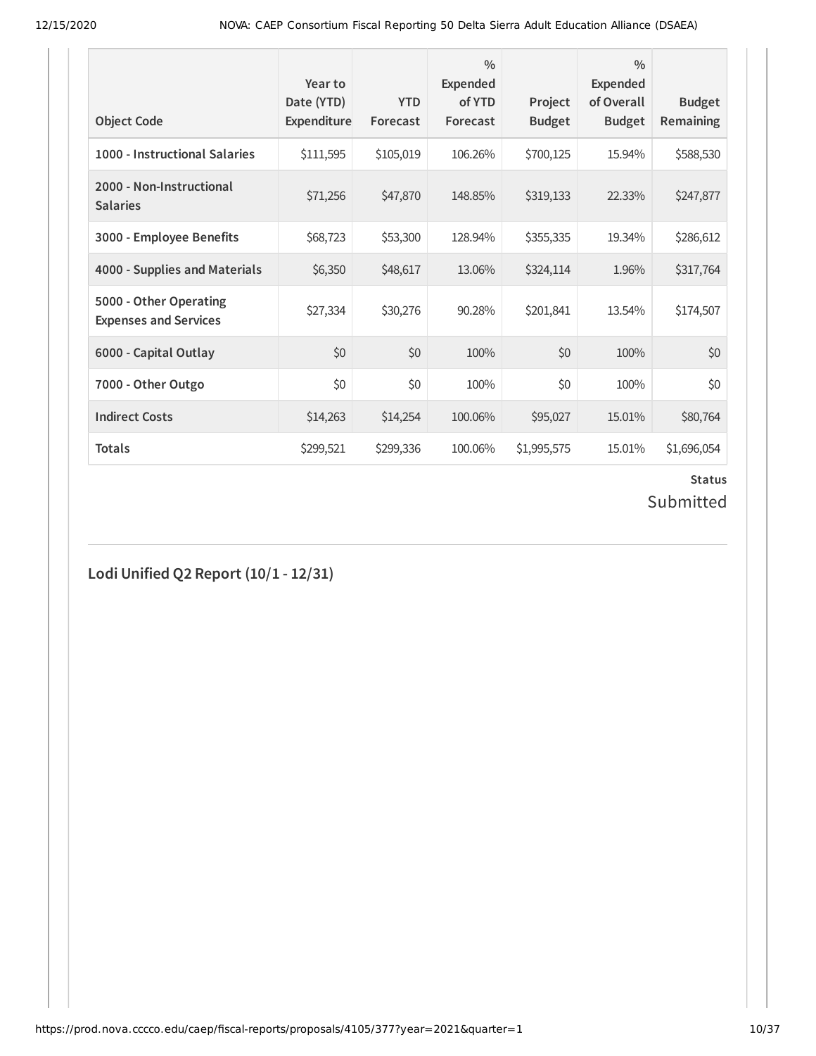| Object Code | Year to Date (YTD) Expenditure | YTD Forecast | % Expended of YTD Forecast | Project Budget | % Expended of Overall Budget | Budget Remaining |
|---|---|---|---|---|---|---|
| **1000 - Instructional Salaries** | $111,595 | $105,019 | 106.26% | $700,125 | 15.94% | $588,530 |
| **2000 - Non-Instructional Salaries** | $71,256 | $47,870 | 148.85% | $319,133 | 22.33% | $247,877 |
| **3000 - Employee Benefits** | $68,723 | $53,300 | 128.94% | $355,335 | 19.34% | $286,612 |
| **4000 - Supplies and Materials** | $6,350 | $48,617 | 13.06% | $324,114 | 1.96% | $317,764 |
| **5000 - Other Operating Expenses and Services** | $27,334 | $30,276 | 90.28% | $201,841 | 13.54% | $174,507 |
| **6000 - Capital Outlay** | $0 | $0 | 100% | $0 | 100% | $0 |
| **7000 - Other Outgo** | $0 | $0 | 100% | $0 | 100% | $0 |
| **Indirect Costs** | $14,263 | $14,254 | 100.06% | $95,027 | 15.01% | $80,764 |
| **Totals** | $299,521 | $299,336 | 100.06% | $1,995,575 | 15.01% | $1,696,054 |

**Status**

Submitted

## Lodi Unified Q2 Report (10/1 - 12/31)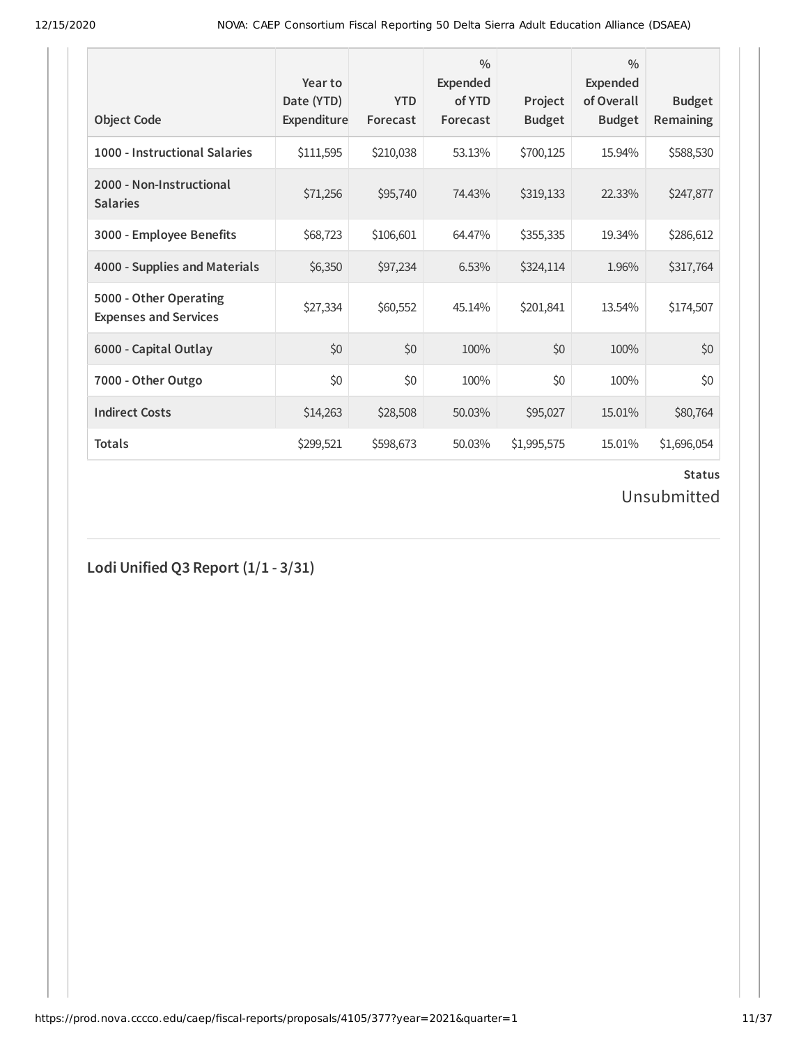| Object Code | Year to Date (YTD) Expenditure | YTD Forecast | % Expended of YTD Forecast | Project Budget | % Expended of Overall Budget | Budget Remaining |
|---|---|---|---|---|---|---|
| 1000 - Instructional Salaries | $111,595 | $210,038 | 53.13% | $700,125 | 15.94% | $588,530 |
| 2000 - Non-Instructional Salaries | $71,256 | $95,740 | 74.43% | $319,133 | 22.33% | $247,877 |
| 3000 - Employee Benefits | $68,723 | $106,601 | 64.47% | $355,335 | 19.34% | $286,612 |
| 4000 - Supplies and Materials | $6,350 | $97,234 | 6.53% | $324,114 | 1.96% | $317,764 |
| 5000 - Other Operating Expenses and Services | $27,334 | $60,552 | 45.14% | $201,841 | 13.54% | $174,507 |
| 6000 - Capital Outlay | $0 | $0 | 100% | $0 | 100% | $0 |
| 7000 - Other Outgo | $0 | $0 | 100% | $0 | 100% | $0 |
| Indirect Costs | $14,263 | $28,508 | 50.03% | $95,027 | 15.01% | $80,764 |
| Totals | $299,521 | $598,673 | 50.03% | $1,995,575 | 15.01% | $1,696,054 |

**Status**

Unsubmitted

## Lodi Unified Q3 Report (1/1 - 3/31)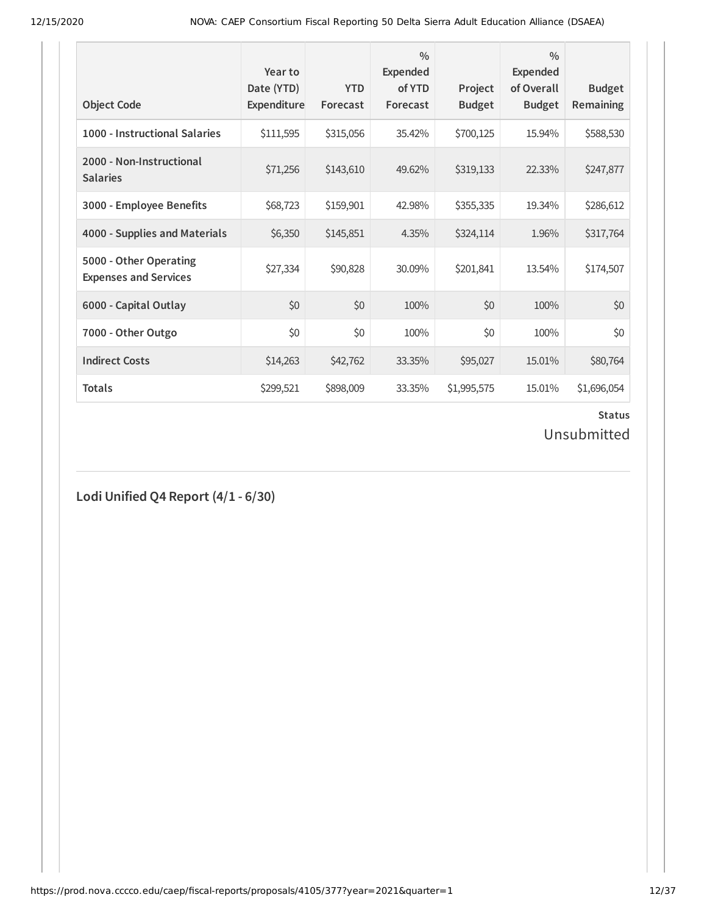| Object Code | Year to Date (YTD) Expenditure | YTD Forecast | % Expended of YTD Forecast | Project Budget | % Expended of Overall Budget | Budget Remaining |
|---|---|---|---|---|---|---|
| **1000 - Instructional Salaries** | $111,595 | $315,056 | 35.42% | $700,125 | 15.94% | $588,530 |
| **2000 - Non-Instructional Salaries** | $71,256 | $143,610 | 49.62% | $319,133 | 22.33% | $247,877 |
| **3000 - Employee Benefits** | $68,723 | $159,901 | 42.98% | $355,335 | 19.34% | $286,612 |
| **4000 - Supplies and Materials** | $6,350 | $145,851 | 4.35% | $324,114 | 1.96% | $317,764 |
| **5000 - Other Operating Expenses and Services** | $27,334 | $90,828 | 30.09% | $201,841 | 13.54% | $174,507 |
| **6000 - Capital Outlay** | $0 | $0 | 100% | $0 | 100% | $0 |
| **7000 - Other Outgo** | $0 | $0 | 100% | $0 | 100% | $0 |
| **Indirect Costs** | $14,263 | $42,762 | 33.35% | $95,027 | 15.01% | $80,764 |
| **Totals** | $299,521 | $898,009 | 33.35% | $1,995,575 | 15.01% | $1,696,054 |

**Status**

Unsubmitted

## Lodi Unified Q4 Report (4/1 - 6/30)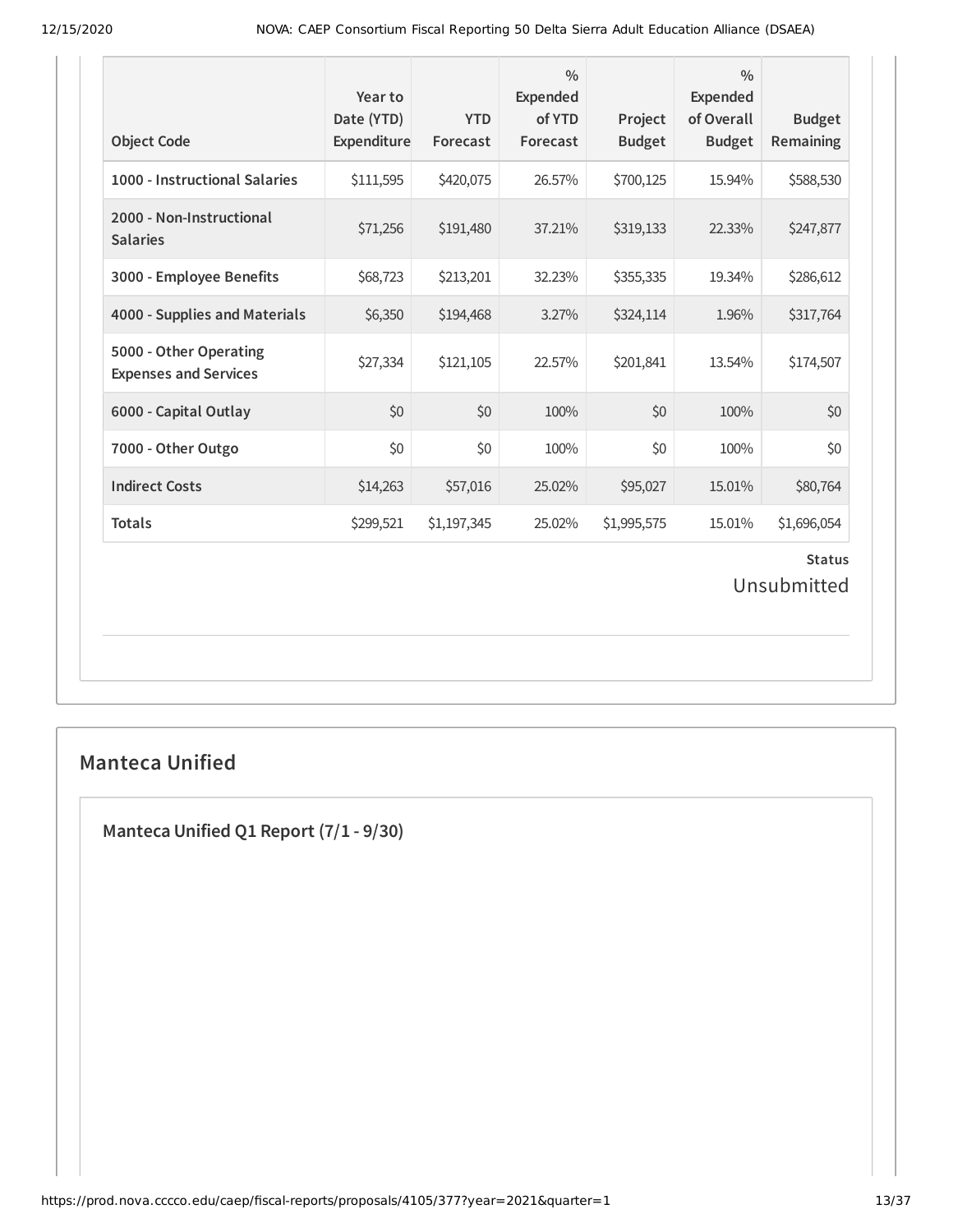| Object Code | Year to Date (YTD) Expenditure | YTD Forecast | % Expended of YTD Forecast | Project Budget | % Expended of Overall Budget | Budget Remaining |
|---|---|---|---|---|---|---|
| 1000 - Instructional Salaries | $111,595 | $420,075 | 26.57% | $700,125 | 15.94% | $588,530 |
| 2000 - Non-Instructional Salaries | $71,256 | $191,480 | 37.21% | $319,133 | 22.33% | $247,877 |
| 3000 - Employee Benefits | $68,723 | $213,201 | 32.23% | $355,335 | 19.34% | $286,612 |
| 4000 - Supplies and Materials | $6,350 | $194,468 | 3.27% | $324,114 | 1.96% | $317,764 |
| 5000 - Other Operating Expenses and Services | $27,334 | $121,105 | 22.57% | $201,841 | 13.54% | $174,507 |
| 6000 - Capital Outlay | $0 | $0 | 100% | $0 | 100% | $0 |
| 7000 - Other Outgo | $0 | $0 | 100% | $0 | 100% | $0 |
| Indirect Costs | $14,263 | $57,016 | 25.02% | $95,027 | 15.01% | $80,764 |
| Totals | $299,521 | $1,197,345 | 25.02% | $1,995,575 | 15.01% | $1,696,054 |

**Status**

Unsubmitted

## Manteca Unified

### Manteca Unified Q1 Report (7/1 - 9/30)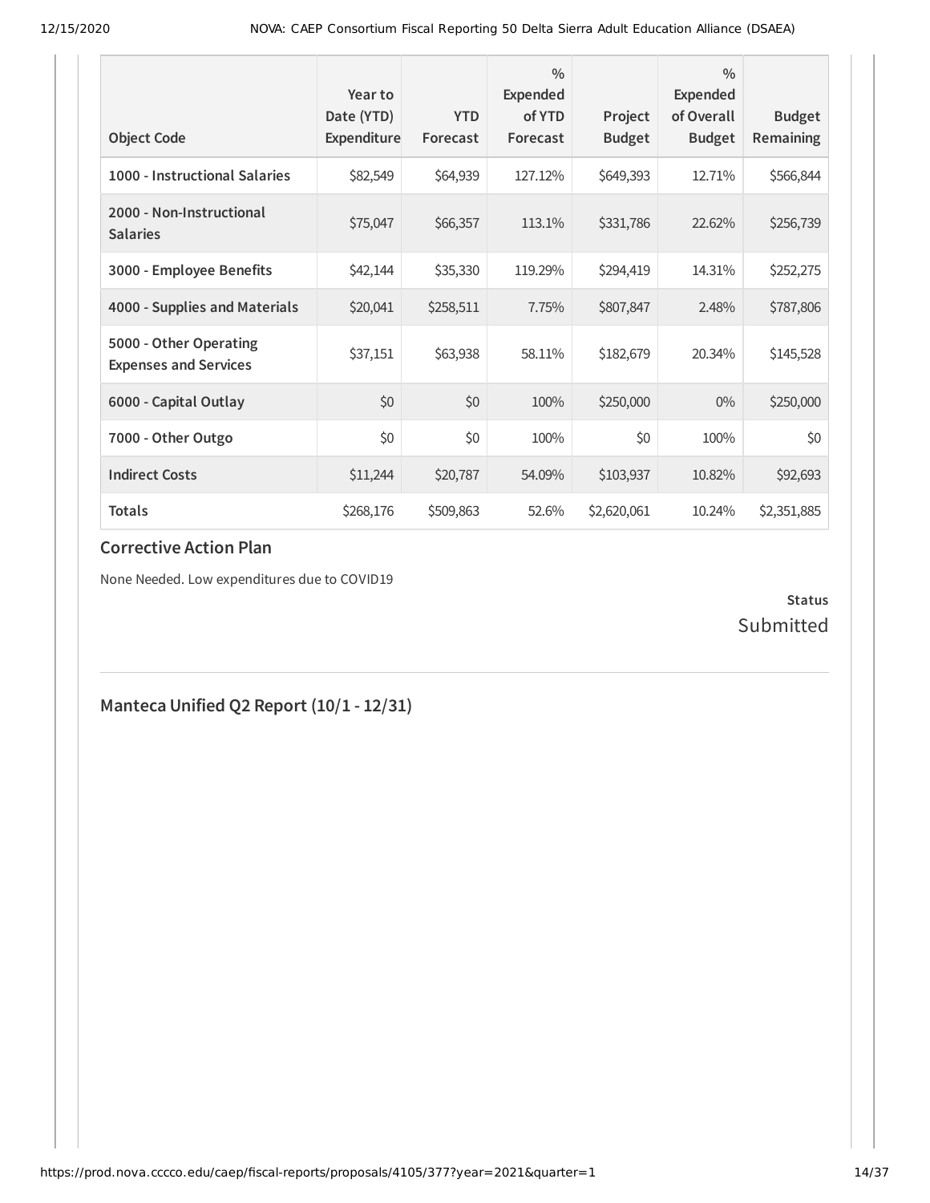| Object Code | Year to Date (YTD) Expenditure | YTD Forecast | % Expended of YTD Forecast | Project Budget | % Expended of Overall Budget | Budget Remaining |
|---|---|---|---|---|---|---|
| 1000 - Instructional Salaries | $82,549 | $64,939 | 127.12% | $649,393 | 12.71% | $566,844 |
| 2000 - Non-Instructional Salaries | $75,047 | $66,357 | 113.1% | $331,786 | 22.62% | $256,739 |
| 3000 - Employee Benefits | $42,144 | $35,330 | 119.29% | $294,419 | 14.31% | $252,275 |
| 4000 - Supplies and Materials | $20,041 | $258,511 | 7.75% | $807,847 | 2.48% | $787,806 |
| 5000 - Other Operating Expenses and Services | $37,151 | $63,938 | 58.11% | $182,679 | 20.34% | $145,528 |
| 6000 - Capital Outlay | $0 | $0 | 100% | $250,000 | 0% | $250,000 |
| 7000 - Other Outgo | $0 | $0 | 100% | $0 | 100% | $0 |
| Indirect Costs | $11,244 | $20,787 | 54.09% | $103,937 | 10.82% | $92,693 |
| Totals | $268,176 | $509,863 | 52.6% | $2,620,061 | 10.24% | $2,351,885 |

## Corrective Action Plan

None Needed. Low expenditures due to COVID19

**Status**

Submitted

## Manteca Unified Q2 Report (10/1 - 12/31)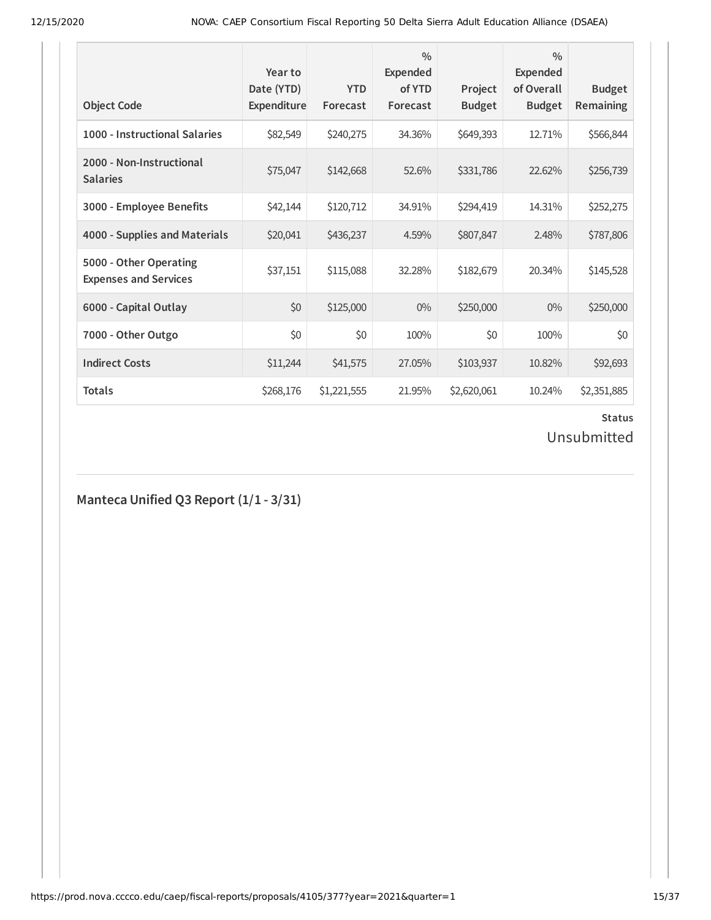| Object Code | Year to Date (YTD) Expenditure | YTD Forecast | % Expended of YTD Forecast | Project Budget | % Expended of Overall Budget | Budget Remaining |
|---|---|---|---|---|---|---|
| **1000 - Instructional Salaries** | $82,549 | $240,275 | 34.36% | $649,393 | 12.71% | $566,844 |
| **2000 - Non-Instructional Salaries** | $75,047 | $142,668 | 52.6% | $331,786 | 22.62% | $256,739 |
| **3000 - Employee Benefits** | $42,144 | $120,712 | 34.91% | $294,419 | 14.31% | $252,275 |
| **4000 - Supplies and Materials** | $20,041 | $436,237 | 4.59% | $807,847 | 2.48% | $787,806 |
| **5000 - Other Operating Expenses and Services** | $37,151 | $115,088 | 32.28% | $182,679 | 20.34% | $145,528 |
| **6000 - Capital Outlay** | $0 | $125,000 | 0% | $250,000 | 0% | $250,000 |
| **7000 - Other Outgo** | $0 | $0 | 100% | $0 | 100% | $0 |
| **Indirect Costs** | $11,244 | $41,575 | 27.05% | $103,937 | 10.82% | $92,693 |
| **Totals** | $268,176 | $1,221,555 | 21.95% | $2,620,061 | 10.24% | $2,351,885 |

**Status**

Unsubmitted

## Manteca Unified Q3 Report (1/1 - 3/31)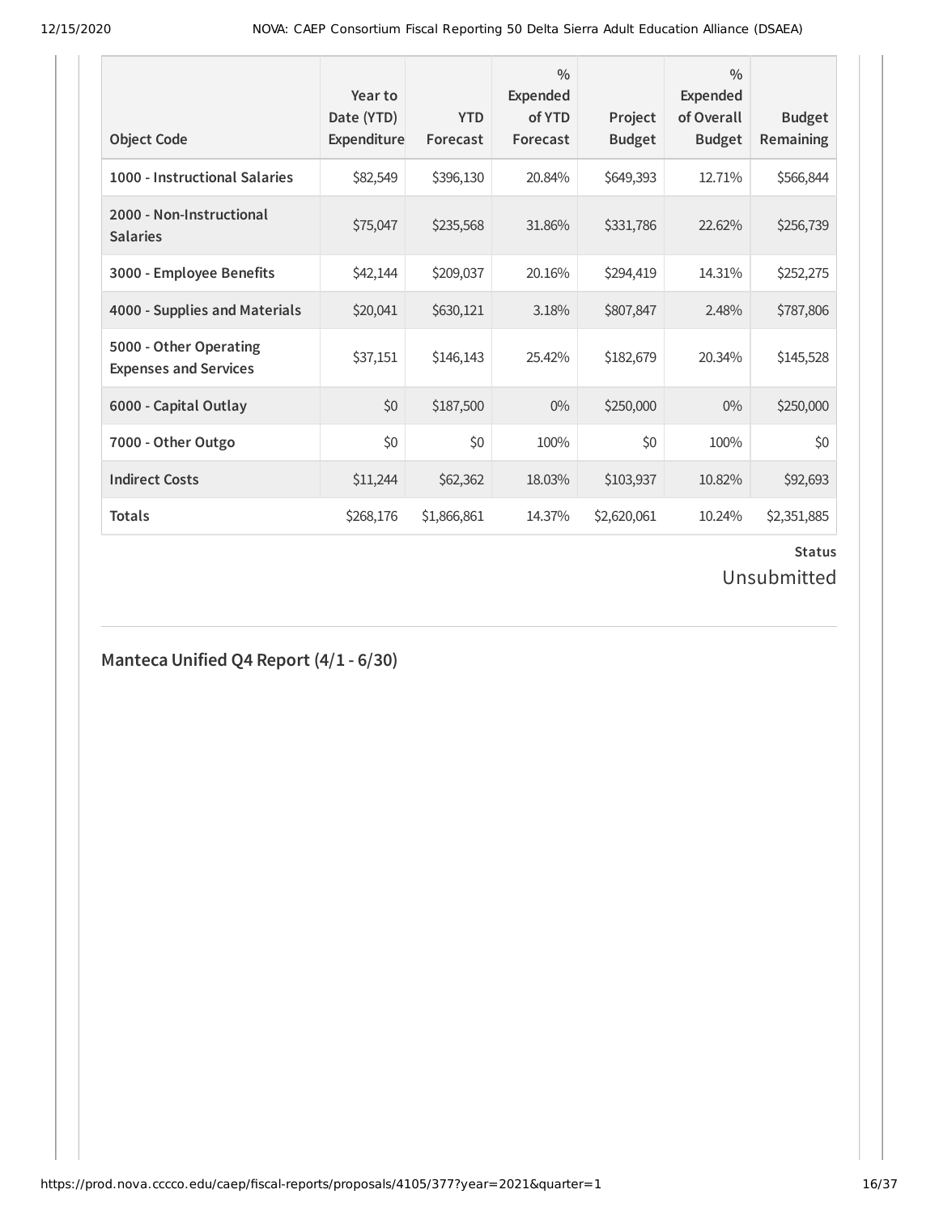| Object Code | Year to Date (YTD) Expenditure | YTD Forecast | % Expended of YTD Forecast | Project Budget | % Expended of Overall Budget | Budget Remaining |
|---|---|---|---|---|---|---|
| 1000 - Instructional Salaries | $82,549 | $396,130 | 20.84% | $649,393 | 12.71% | $566,844 |
| 2000 - Non-Instructional Salaries | $75,047 | $235,568 | 31.86% | $331,786 | 22.62% | $256,739 |
| 3000 - Employee Benefits | $42,144 | $209,037 | 20.16% | $294,419 | 14.31% | $252,275 |
| 4000 - Supplies and Materials | $20,041 | $630,121 | 3.18% | $807,847 | 2.48% | $787,806 |
| 5000 - Other Operating Expenses and Services | $37,151 | $146,143 | 25.42% | $182,679 | 20.34% | $145,528 |
| 6000 - Capital Outlay | $0 | $187,500 | 0% | $250,000 | 0% | $250,000 |
| 7000 - Other Outgo | $0 | $0 | 100% | $0 | 100% | $0 |
| Indirect Costs | $11,244 | $62,362 | 18.03% | $103,937 | 10.82% | $92,693 |
| Totals | $268,176 | $1,866,861 | 14.37% | $2,620,061 | 10.24% | $2,351,885 |

**Status**

Unsubmitted

## Manteca Unified Q4 Report (4/1 - 6/30)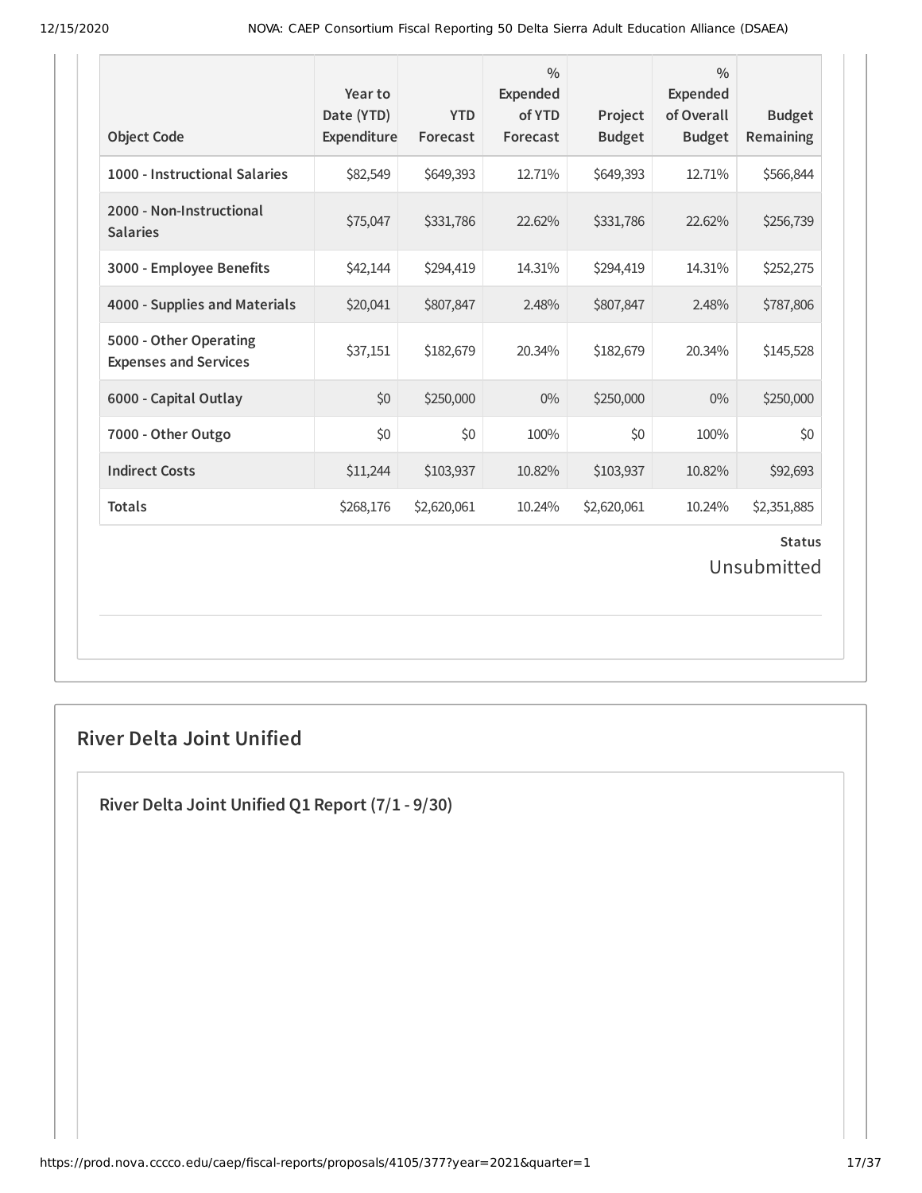| Object Code | Year to Date (YTD) Expenditure | YTD Forecast | % Expended of YTD Forecast | Project Budget | % Expended of Overall Budget | Budget Remaining |
|---|---|---|---|---|---|---|
| 1000 - Instructional Salaries | $82,549 | $649,393 | 12.71% | $649,393 | 12.71% | $566,844 |
| 2000 - Non-Instructional Salaries | $75,047 | $331,786 | 22.62% | $331,786 | 22.62% | $256,739 |
| 3000 - Employee Benefits | $42,144 | $294,419 | 14.31% | $294,419 | 14.31% | $252,275 |
| 4000 - Supplies and Materials | $20,041 | $807,847 | 2.48% | $807,847 | 2.48% | $787,806 |
| 5000 - Other Operating Expenses and Services | $37,151 | $182,679 | 20.34% | $182,679 | 20.34% | $145,528 |
| 6000 - Capital Outlay | $0 | $250,000 | 0% | $250,000 | 0% | $250,000 |
| 7000 - Other Outgo | $0 | $0 | 100% | $0 | 100% | $0 |
| Indirect Costs | $11,244 | $103,937 | 10.82% | $103,937 | 10.82% | $92,693 |
| Totals | $268,176 | $2,620,061 | 10.24% | $2,620,061 | 10.24% | $2,351,885 |

**Status**

Unsubmitted

## River Delta Joint Unified

### River Delta Joint Unified Q1 Report (7/1 - 9/30)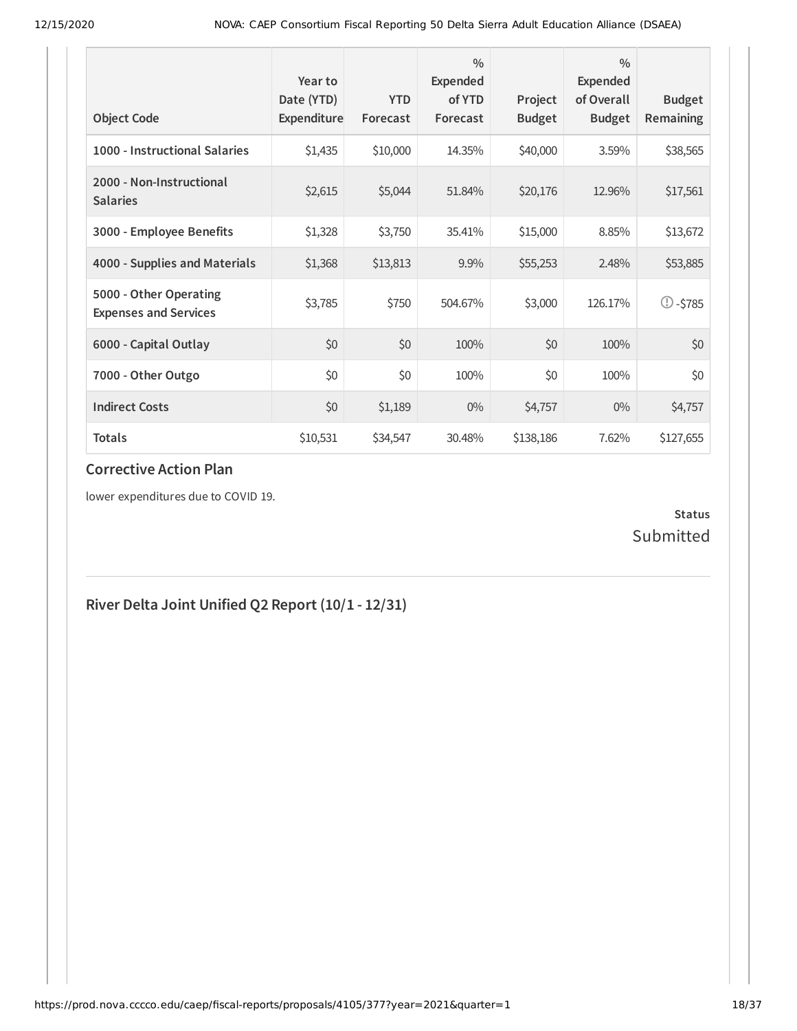| Object Code | Year to Date (YTD) Expenditure | YTD Forecast | % Expended of YTD Forecast | Project Budget | % Expended of Overall Budget | Budget Remaining |
|---|---|---|---|---|---|---|
| **1000 - Instructional Salaries** | $1,435 | $10,000 | 14.35% | $40,000 | 3.59% | $38,565 |
| **2000 - Non-Instructional Salaries** | $2,615 | $5,044 | 51.84% | $20,176 | 12.96% | $17,561 |
| **3000 - Employee Benefits** | $1,328 | $3,750 | 35.41% | $15,000 | 8.85% | $13,672 |
| **4000 - Supplies and Materials** | $1,368 | $13,813 | 9.9% | $55,253 | 2.48% | $53,885 |
| **5000 - Other Operating Expenses and Services** | $3,785 | $750 | 504.67% | $3,000 | 126.17% | -$785 |
| **6000 - Capital Outlay** | $0 | $0 | 100% | $0 | 100% | $0 |
| **7000 - Other Outgo** | $0 | $0 | 100% | $0 | 100% | $0 |
| **Indirect Costs** | $0 | $1,189 | 0% | $4,757 | 0% | $4,757 |
| **Totals** | $10,531 | $34,547 | 30.48% | $138,186 | 7.62% | $127,655 |

## Corrective Action Plan

lower expenditures due to COVID 19.

**Status**
Submitted

## River Delta Joint Unified Q2 Report (10/1 - 12/31)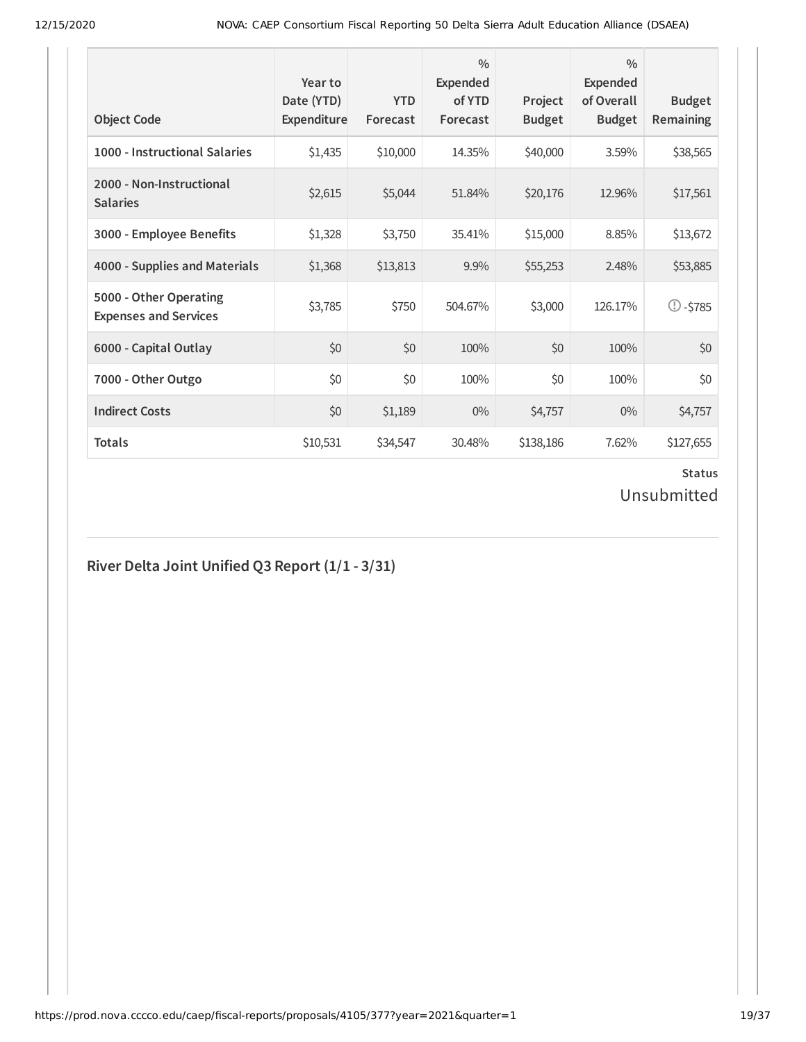| Object Code | Year to Date (YTD) Expenditure | YTD Forecast | % Expended of YTD Forecast | Project Budget | % Expended of Overall Budget | Budget Remaining |
|---|---|---|---|---|---|---|
| 1000 - Instructional Salaries | $1,435 | $10,000 | 14.35% | $40,000 | 3.59% | $38,565 |
| 2000 - Non-Instructional Salaries | $2,615 | $5,044 | 51.84% | $20,176 | 12.96% | $17,561 |
| 3000 - Employee Benefits | $1,328 | $3,750 | 35.41% | $15,000 | 8.85% | $13,672 |
| 4000 - Supplies and Materials | $1,368 | $13,813 | 9.9% | $55,253 | 2.48% | $53,885 |
| 5000 - Other Operating Expenses and Services | $3,785 | $750 | 504.67% | $3,000 | 126.17% | -$785 |
| 6000 - Capital Outlay | $0 | $0 | 100% | $0 | 100% | $0 |
| 7000 - Other Outgo | $0 | $0 | 100% | $0 | 100% | $0 |
| Indirect Costs | $0 | $1,189 | 0% | $4,757 | 0% | $4,757 |
| Totals | $10,531 | $34,547 | 30.48% | $138,186 | 7.62% | $127,655 |

**Status**

Unsubmitted

## River Delta Joint Unified Q3 Report (1/1 - 3/31)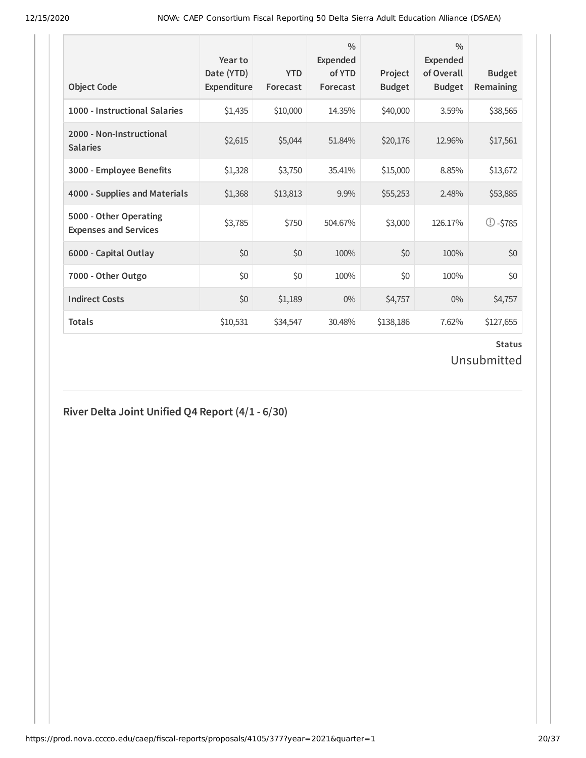| Object Code | Year to Date (YTD) Expenditure | YTD Forecast | % Expended of YTD Forecast | Project Budget | % Expended of Overall Budget | Budget Remaining |
|---|---|---|---|---|---|---|
| **1000 - Instructional Salaries** | $1,435 | $10,000 | 14.35% | $40,000 | 3.59% | $38,565 |
| **2000 - Non-Instructional Salaries** | $2,615 | $5,044 | 51.84% | $20,176 | 12.96% | $17,561 |
| **3000 - Employee Benefits** | $1,328 | $3,750 | 35.41% | $15,000 | 8.85% | $13,672 |
| **4000 - Supplies and Materials** | $1,368 | $13,813 | 9.9% | $55,253 | 2.48% | $53,885 |
| **5000 - Other Operating Expenses and Services** | $3,785 | $750 | 504.67% | $3,000 | 126.17% | -$785 |
| **6000 - Capital Outlay** | $0 | $0 | 100% | $0 | 100% | $0 |
| **7000 - Other Outgo** | $0 | $0 | 100% | $0 | 100% | $0 |
| **Indirect Costs** | $0 | $1,189 | 0% | $4,757 | 0% | $4,757 |
| **Totals** | $10,531 | $34,547 | 30.48% | $138,186 | 7.62% | $127,655 |

**Status**

Unsubmitted

## River Delta Joint Unified Q4 Report (4/1 - 6/30)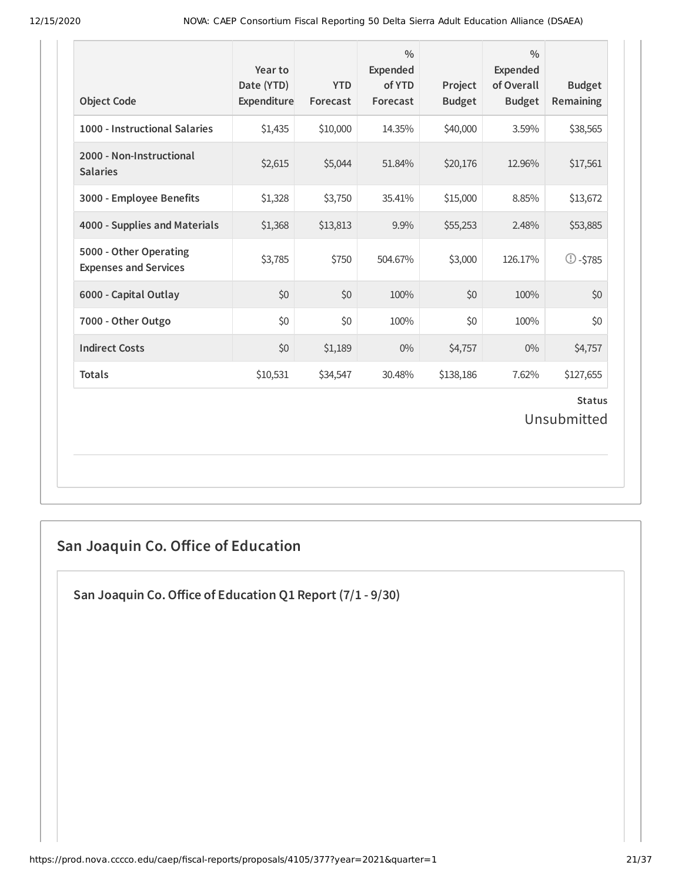| Object Code | Year to Date (YTD) Expenditure | YTD Forecast | % Expended of YTD Forecast | Project Budget | % Expended of Overall Budget | Budget Remaining |
|---|---|---|---|---|---|---|
| 1000 - Instructional Salaries | $1,435 | $10,000 | 14.35% | $40,000 | 3.59% | $38,565 |
| 2000 - Non-Instructional Salaries | $2,615 | $5,044 | 51.84% | $20,176 | 12.96% | $17,561 |
| 3000 - Employee Benefits | $1,328 | $3,750 | 35.41% | $15,000 | 8.85% | $13,672 |
| 4000 - Supplies and Materials | $1,368 | $13,813 | 9.9% | $55,253 | 2.48% | $53,885 |
| 5000 - Other Operating Expenses and Services | $3,785 | $750 | 504.67% | $3,000 | 126.17% | -$785 |
| 6000 - Capital Outlay | $0 | $0 | 100% | $0 | 100% | $0 |
| 7000 - Other Outgo | $0 | $0 | 100% | $0 | 100% | $0 |
| Indirect Costs | $0 | $1,189 | 0% | $4,757 | 0% | $4,757 |
| Totals | $10,531 | $34,547 | 30.48% | $138,186 | 7.62% | $127,655 |

**Status**

Unsubmitted

## San Joaquin Co. Office of Education

### San Joaquin Co. Office of Education Q1 Report (7/1 - 9/30)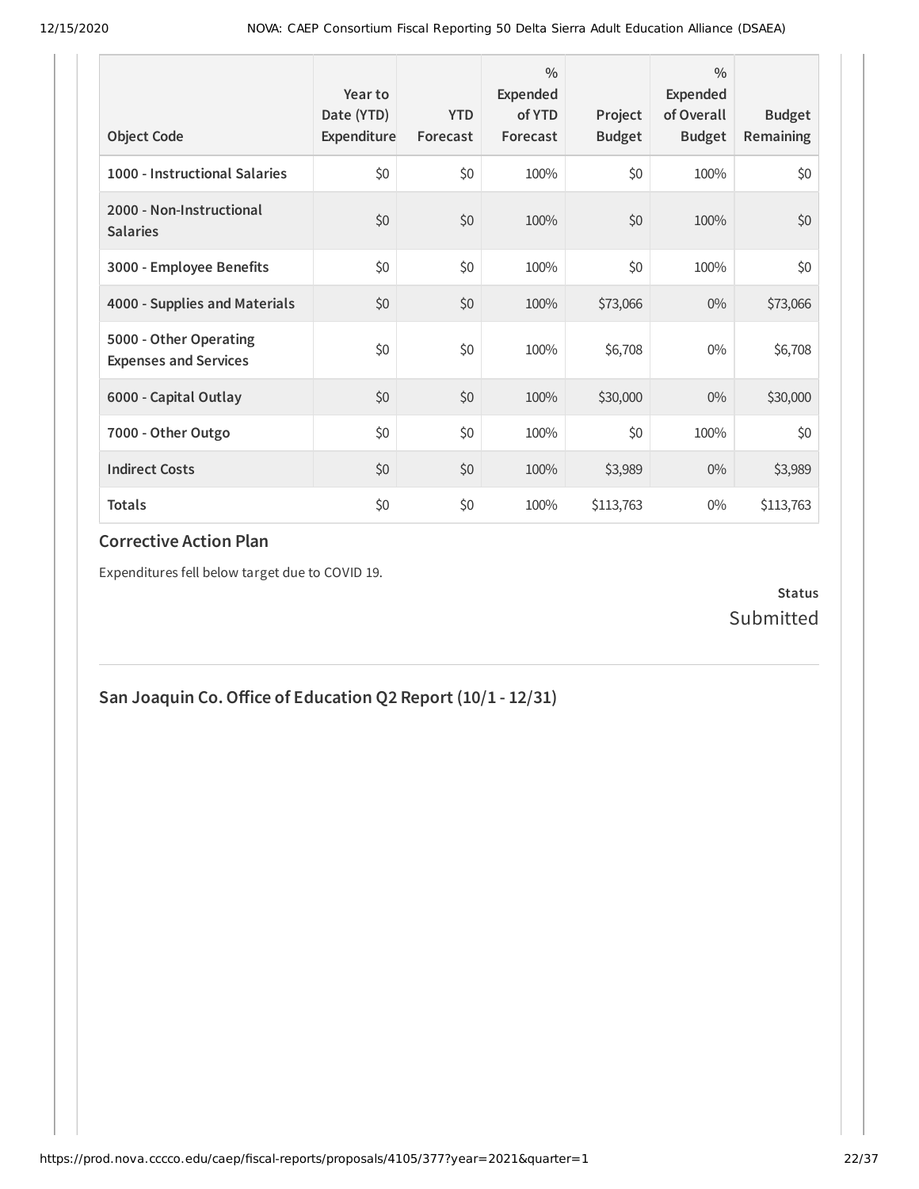| Object Code | Year to Date (YTD) Expenditure | YTD Forecast | % Expended of YTD Forecast | Project Budget | % Expended of Overall Budget | Budget Remaining |
|---|---|---|---|---|---|---|
| **1000 - Instructional Salaries** | $0 | $0 | 100% | $0 | 100% | $0 |
| **2000 - Non-Instructional Salaries** | $0 | $0 | 100% | $0 | 100% | $0 |
| **3000 - Employee Benefits** | $0 | $0 | 100% | $0 | 100% | $0 |
| **4000 - Supplies and Materials** | $0 | $0 | 100% | $73,066 | 0% | $73,066 |
| **5000 - Other Operating Expenses and Services** | $0 | $0 | 100% | $6,708 | 0% | $6,708 |
| **6000 - Capital Outlay** | $0 | $0 | 100% | $30,000 | 0% | $30,000 |
| **7000 - Other Outgo** | $0 | $0 | 100% | $0 | 100% | $0 |
| **Indirect Costs** | $0 | $0 | 100% | $3,989 | 0% | $3,989 |
| **Totals** | $0 | $0 | 100% | $113,763 | 0% | $113,763 |

### Corrective Action Plan

Expenditures fell below target due to COVID 19.

**Status**
Submitted

## San Joaquin Co. Office of Education Q2 Report (10/1 - 12/31)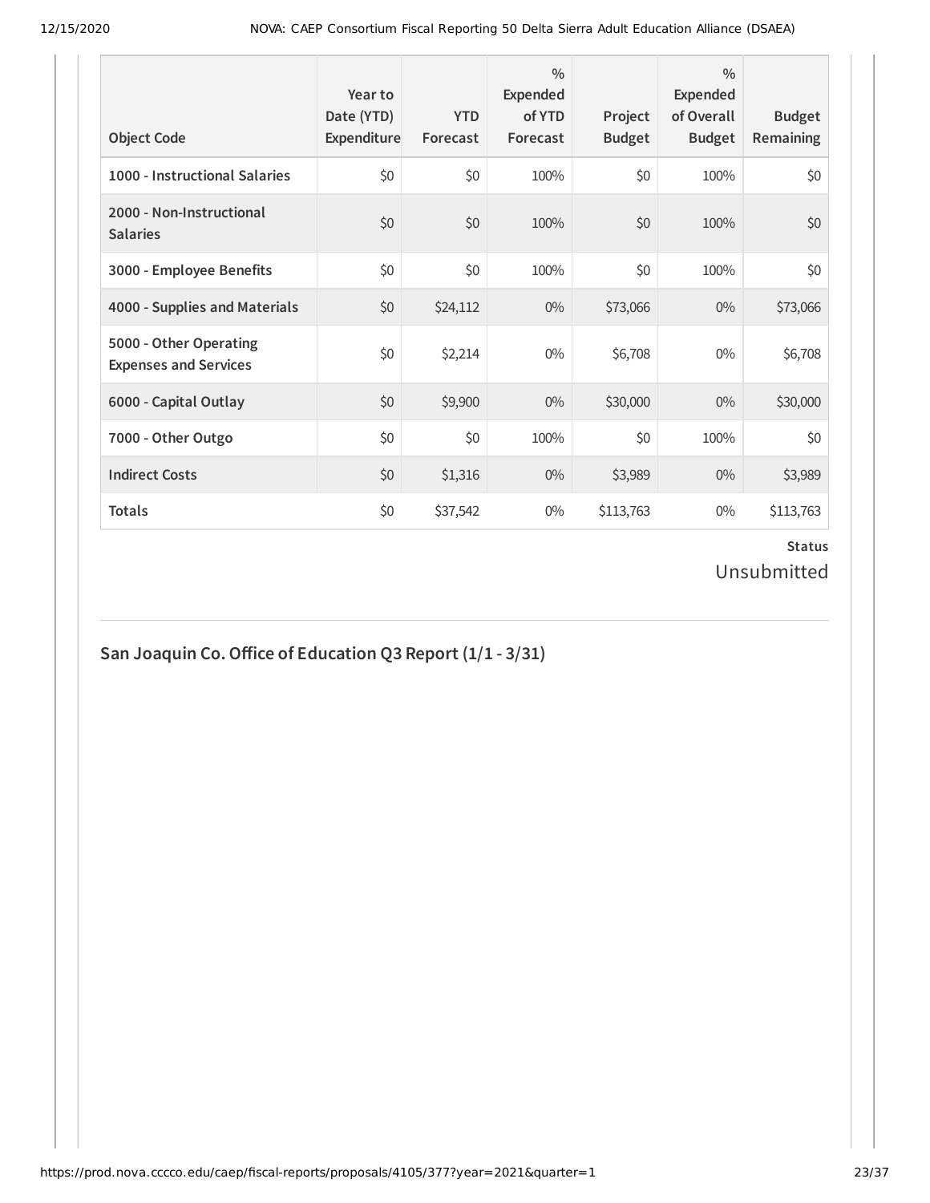| Object Code | Year to Date (YTD) Expenditure | YTD Forecast | % Expended of YTD Forecast | Project Budget | % Expended of Overall Budget | Budget Remaining |
|---|---|---|---|---|---|---|
| 1000 - Instructional Salaries | $0 | $0 | 100% | $0 | 100% | $0 |
| 2000 - Non-Instructional Salaries | $0 | $0 | 100% | $0 | 100% | $0 |
| 3000 - Employee Benefits | $0 | $0 | 100% | $0 | 100% | $0 |
| 4000 - Supplies and Materials | $0 | $24,112 | 0% | $73,066 | 0% | $73,066 |
| 5000 - Other Operating Expenses and Services | $0 | $2,214 | 0% | $6,708 | 0% | $6,708 |
| 6000 - Capital Outlay | $0 | $9,900 | 0% | $30,000 | 0% | $30,000 |
| 7000 - Other Outgo | $0 | $0 | 100% | $0 | 100% | $0 |
| Indirect Costs | $0 | $1,316 | 0% | $3,989 | 0% | $3,989 |
| Totals | $0 | $37,542 | 0% | $113,763 | 0% | $113,763 |

**Status**

Unsubmitted

## San Joaquin Co. Office of Education Q3 Report (1/1 - 3/31)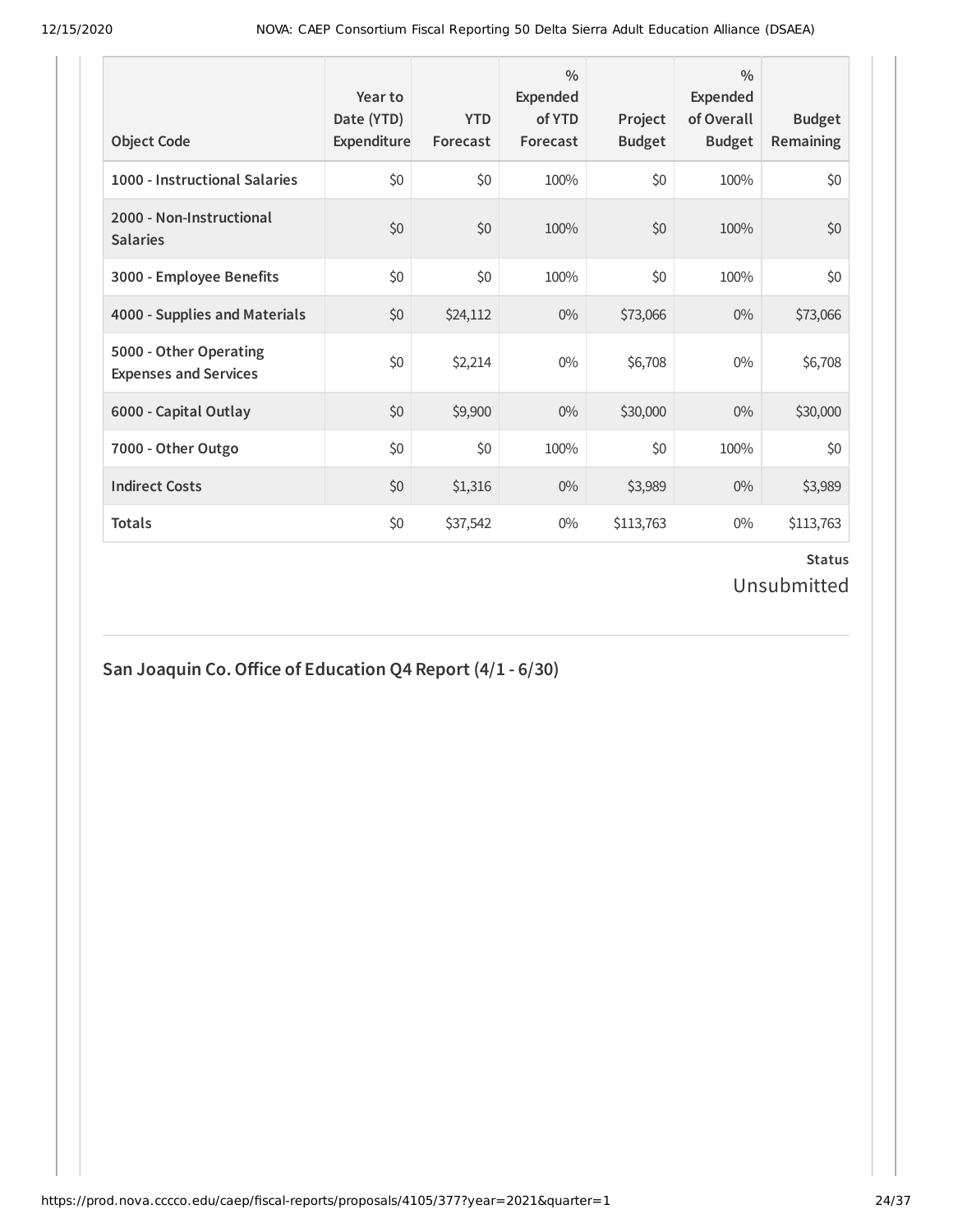| Object Code | Year to Date (YTD) Expenditure | YTD Forecast | % Expended of YTD Forecast | Project Budget | % Expended of Overall Budget | Budget Remaining |
|---|---|---|---|---|---|---|
| **1000 - Instructional Salaries** | $0 | $0 | 100% | $0 | 100% | $0 |
| **2000 - Non-Instructional Salaries** | $0 | $0 | 100% | $0 | 100% | $0 |
| **3000 - Employee Benefits** | $0 | $0 | 100% | $0 | 100% | $0 |
| **4000 - Supplies and Materials** | $0 | $24,112 | 0% | $73,066 | 0% | $73,066 |
| **5000 - Other Operating Expenses and Services** | $0 | $2,214 | 0% | $6,708 | 0% | $6,708 |
| **6000 - Capital Outlay** | $0 | $9,900 | 0% | $30,000 | 0% | $30,000 |
| **7000 - Other Outgo** | $0 | $0 | 100% | $0 | 100% | $0 |
| **Indirect Costs** | $0 | $1,316 | 0% | $3,989 | 0% | $3,989 |
| **Totals** | $0 | $37,542 | 0% | $113,763 | 0% | $113,763 |

**Status**

Unsubmitted

## San Joaquin Co. Office of Education Q4 Report (4/1 - 6/30)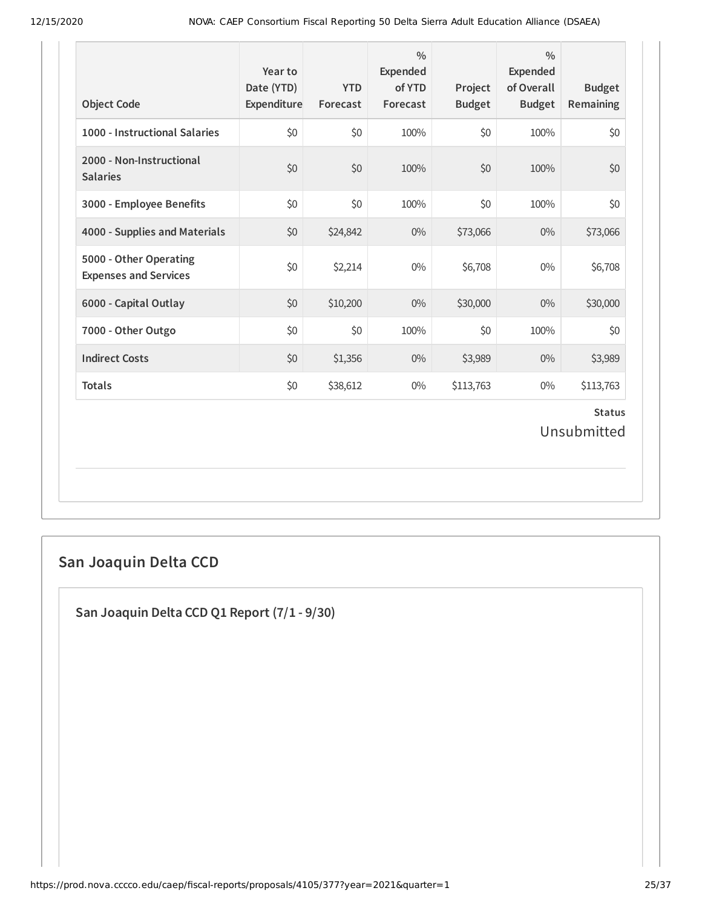| Object Code | Year to Date (YTD) Expenditure | YTD Forecast | % Expended of YTD Forecast | Project Budget | % Expended of Overall Budget | Budget Remaining |
|---|---|---|---|---|---|---|
| **1000 - Instructional Salaries** | $0 | $0 | 100% | $0 | 100% | $0 |
| **2000 - Non-Instructional Salaries** | $0 | $0 | 100% | $0 | 100% | $0 |
| **3000 - Employee Benefits** | $0 | $0 | 100% | $0 | 100% | $0 |
| **4000 - Supplies and Materials** | $0 | $24,842 | 0% | $73,066 | 0% | $73,066 |
| **5000 - Other Operating Expenses and Services** | $0 | $2,214 | 0% | $6,708 | 0% | $6,708 |
| **6000 - Capital Outlay** | $0 | $10,200 | 0% | $30,000 | 0% | $30,000 |
| **7000 - Other Outgo** | $0 | $0 | 100% | $0 | 100% | $0 |
| **Indirect Costs** | $0 | $1,356 | 0% | $3,989 | 0% | $3,989 |
| **Totals** | $0 | $38,612 | 0% | $113,763 | 0% | $113,763 |

**Status**

Unsubmitted

## San Joaquin Delta CCD

### San Joaquin Delta CCD Q1 Report (7/1 - 9/30)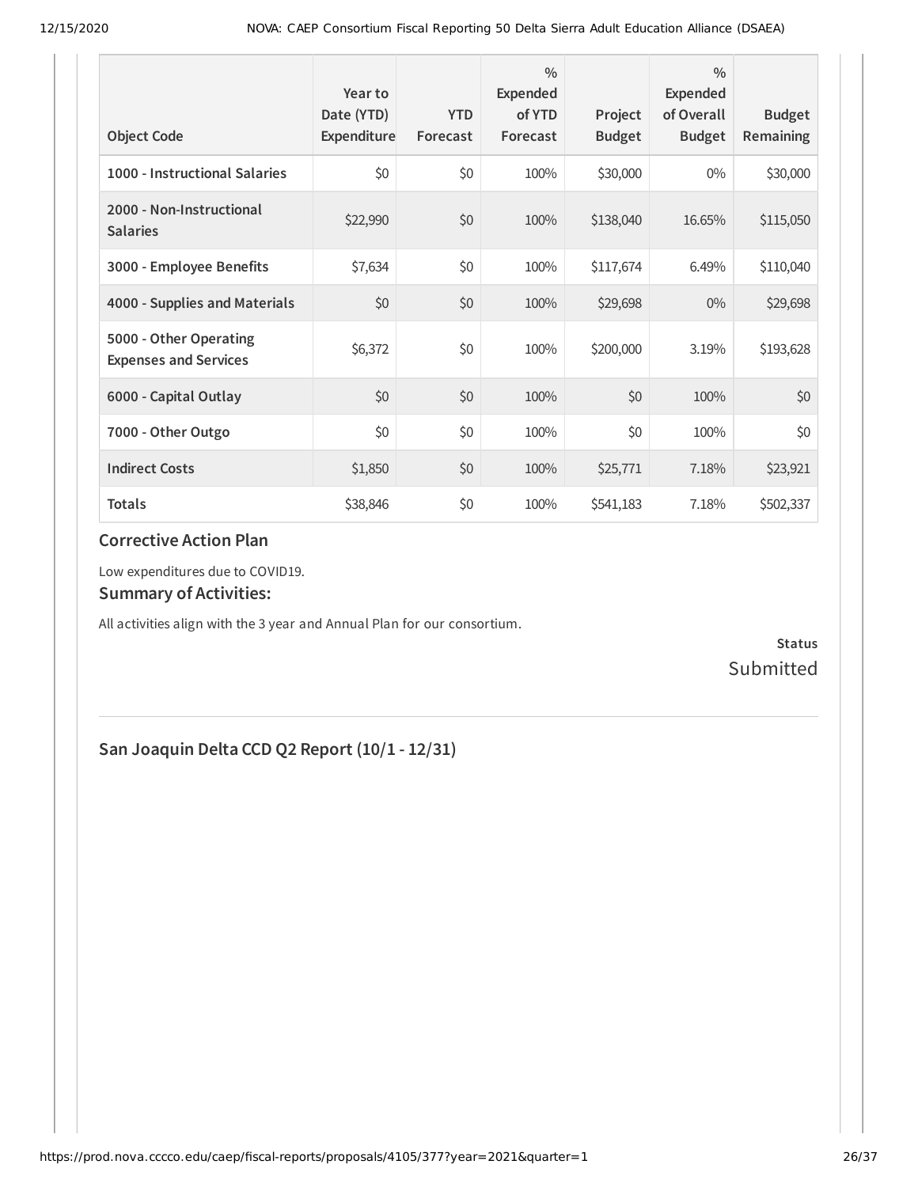| Object Code | Year to Date (YTD) Expenditure | YTD Forecast | % Expended of YTD Forecast | Project Budget | % Expended of Overall Budget | Budget Remaining |
|---|---|---|---|---|---|---|
| 1000 - Instructional Salaries | $0 | $0 | 100% | $30,000 | 0% | $30,000 |
| 2000 - Non-Instructional Salaries | $22,990 | $0 | 100% | $138,040 | 16.65% | $115,050 |
| 3000 - Employee Benefits | $7,634 | $0 | 100% | $117,674 | 6.49% | $110,040 |
| 4000 - Supplies and Materials | $0 | $0 | 100% | $29,698 | 0% | $29,698 |
| 5000 - Other Operating Expenses and Services | $6,372 | $0 | 100% | $200,000 | 3.19% | $193,628 |
| 6000 - Capital Outlay | $0 | $0 | 100% | $0 | 100% | $0 |
| 7000 - Other Outgo | $0 | $0 | 100% | $0 | 100% | $0 |
| Indirect Costs | $1,850 | $0 | 100% | $25,771 | 7.18% | $23,921 |
| **Totals** | $38,846 | $0 | 100% | $541,183 | 7.18% | $502,337 |

### Corrective Action Plan

Low expenditures due to COVID19.

### Summary of Activities:

All activities align with the 3 year and Annual Plan for our consortium.

**Status**
Submitted

## San Joaquin Delta CCD Q2 Report (10/1 - 12/31)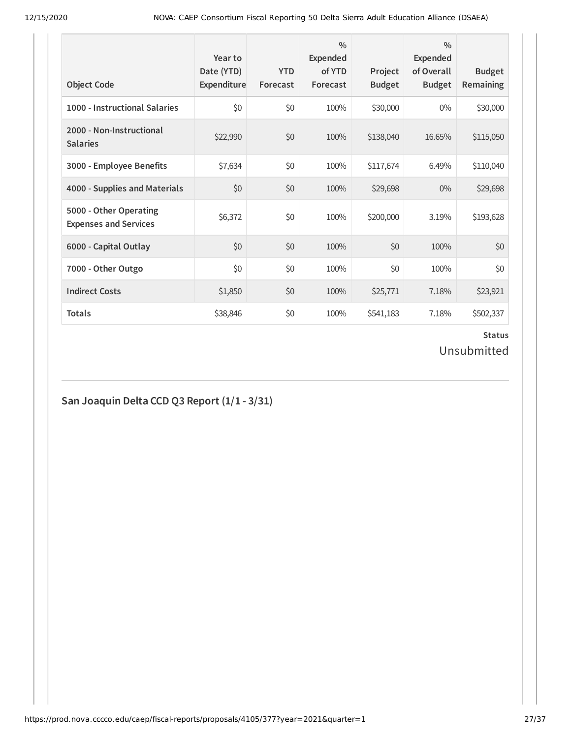| Object Code | Year to Date (YTD) Expenditure | YTD Forecast | % Expended of YTD Forecast | Project Budget | % Expended of Overall Budget | Budget Remaining |
|---|---|---|---|---|---|---|
| **1000 - Instructional Salaries** | $0 | $0 | 100% | $30,000 | 0% | $30,000 |
| **2000 - Non-Instructional Salaries** | $22,990 | $0 | 100% | $138,040 | 16.65% | $115,050 |
| **3000 - Employee Benefits** | $7,634 | $0 | 100% | $117,674 | 6.49% | $110,040 |
| **4000 - Supplies and Materials** | $0 | $0 | 100% | $29,698 | 0% | $29,698 |
| **5000 - Other Operating Expenses and Services** | $6,372 | $0 | 100% | $200,000 | 3.19% | $193,628 |
| **6000 - Capital Outlay** | $0 | $0 | 100% | $0 | 100% | $0 |
| **7000 - Other Outgo** | $0 | $0 | 100% | $0 | 100% | $0 |
| **Indirect Costs** | $1,850 | $0 | 100% | $25,771 | 7.18% | $23,921 |
| **Totals** | $38,846 | $0 | 100% | $541,183 | 7.18% | $502,337 |

**Status**

Unsubmitted

## San Joaquin Delta CCD Q3 Report (1/1 - 3/31)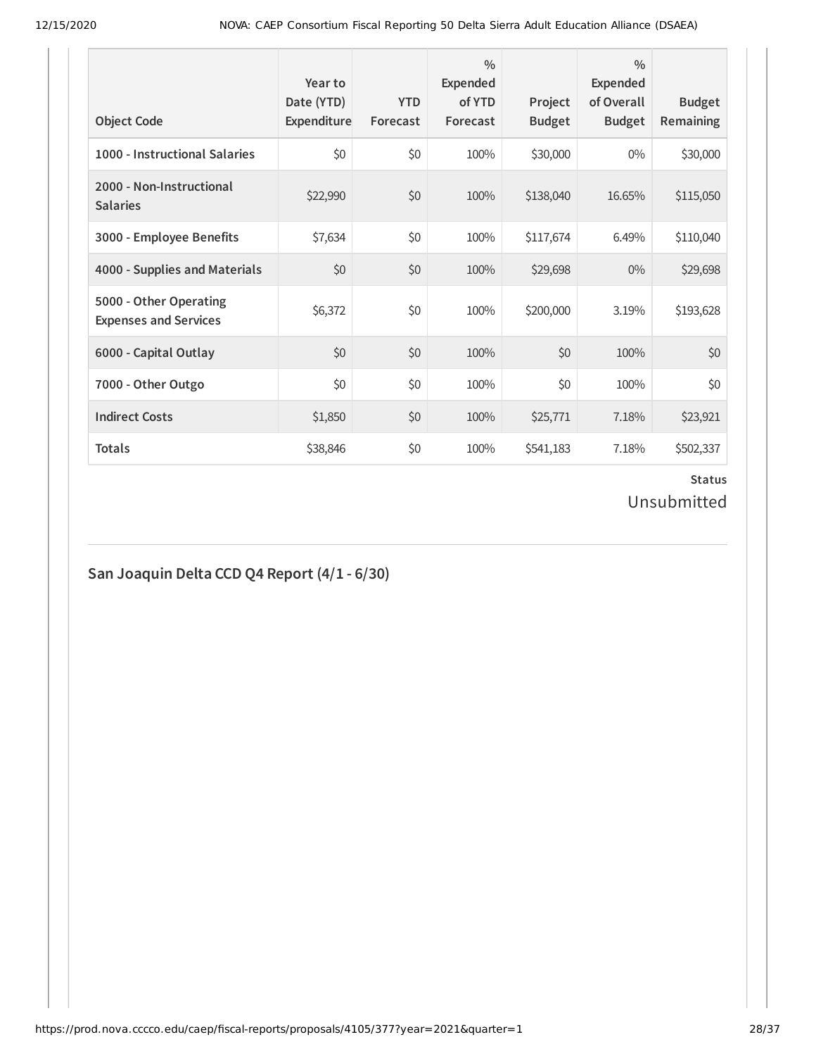| Object Code | Year to Date (YTD) Expenditure | YTD Forecast | % Expended of YTD Forecast | Project Budget | % Expended of Overall Budget | Budget Remaining |
|---|---|---|---|---|---|---|
| 1000 - Instructional Salaries | $0 | $0 | 100% | $30,000 | 0% | $30,000 |
| 2000 - Non-Instructional Salaries | $22,990 | $0 | 100% | $138,040 | 16.65% | $115,050 |
| 3000 - Employee Benefits | $7,634 | $0 | 100% | $117,674 | 6.49% | $110,040 |
| 4000 - Supplies and Materials | $0 | $0 | 100% | $29,698 | 0% | $29,698 |
| 5000 - Other Operating Expenses and Services | $6,372 | $0 | 100% | $200,000 | 3.19% | $193,628 |
| 6000 - Capital Outlay | $0 | $0 | 100% | $0 | 100% | $0 |
| 7000 - Other Outgo | $0 | $0 | 100% | $0 | 100% | $0 |
| Indirect Costs | $1,850 | $0 | 100% | $25,771 | 7.18% | $23,921 |
| Totals | $38,846 | $0 | 100% | $541,183 | 7.18% | $502,337 |

**Status**

Unsubmitted

## San Joaquin Delta CCD Q4 Report (4/1 - 6/30)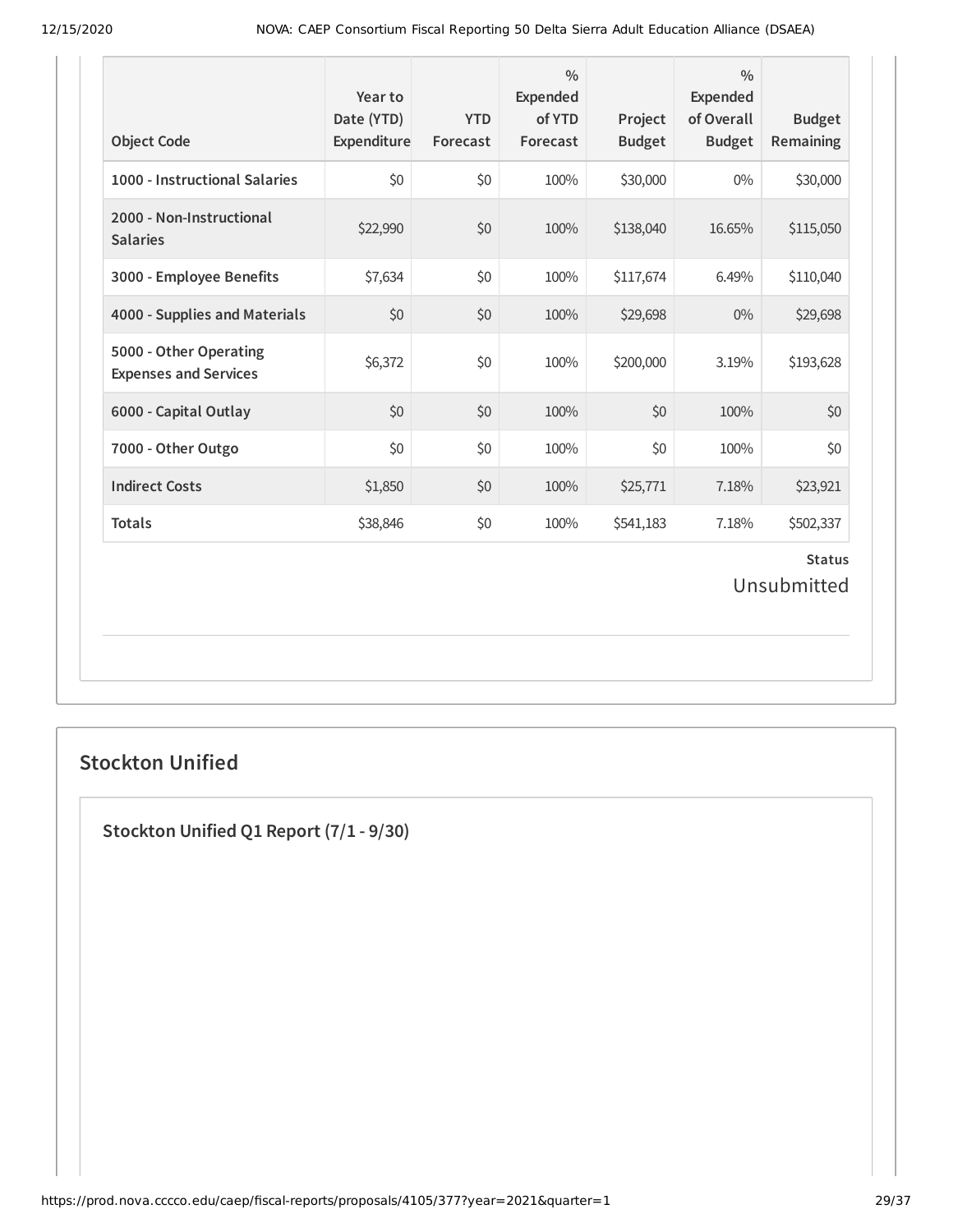| Object Code | Year to Date (YTD) Expenditure | YTD Forecast | % Expended of YTD Forecast | Project Budget | % Expended of Overall Budget | Budget Remaining |
|---|---|---|---|---|---|---|
| 1000 - Instructional Salaries | $0 | $0 | 100% | $30,000 | 0% | $30,000 |
| 2000 - Non-Instructional Salaries | $22,990 | $0 | 100% | $138,040 | 16.65% | $115,050 |
| 3000 - Employee Benefits | $7,634 | $0 | 100% | $117,674 | 6.49% | $110,040 |
| 4000 - Supplies and Materials | $0 | $0 | 100% | $29,698 | 0% | $29,698 |
| 5000 - Other Operating Expenses and Services | $6,372 | $0 | 100% | $200,000 | 3.19% | $193,628 |
| 6000 - Capital Outlay | $0 | $0 | 100% | $0 | 100% | $0 |
| 7000 - Other Outgo | $0 | $0 | 100% | $0 | 100% | $0 |
| Indirect Costs | $1,850 | $0 | 100% | $25,771 | 7.18% | $23,921 |
| Totals | $38,846 | $0 | 100% | $541,183 | 7.18% | $502,337 |

**Status**

Unsubmitted

## Stockton Unified

### Stockton Unified Q1 Report (7/1 - 9/30)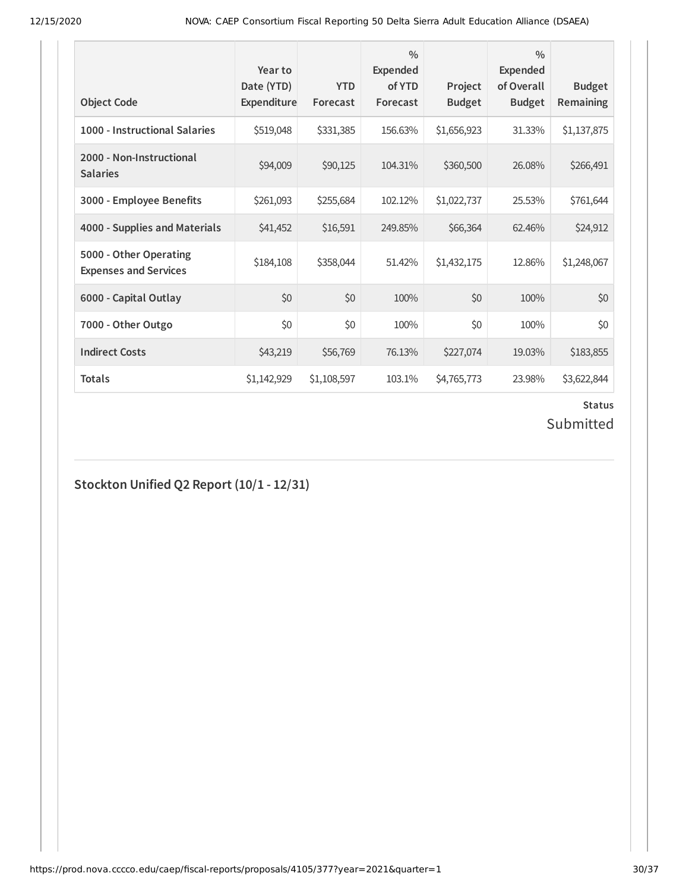| Object Code | Year to Date (YTD) Expenditure | YTD Forecast | % Expended of YTD Forecast | Project Budget | % Expended of Overall Budget | Budget Remaining |
|---|---|---|---|---|---|---|
| **1000 - Instructional Salaries** | $519,048 | $331,385 | 156.63% | $1,656,923 | 31.33% | $1,137,875 |
| **2000 - Non-Instructional Salaries** | $94,009 | $90,125 | 104.31% | $360,500 | 26.08% | $266,491 |
| **3000 - Employee Benefits** | $261,093 | $255,684 | 102.12% | $1,022,737 | 25.53% | $761,644 |
| **4000 - Supplies and Materials** | $41,452 | $16,591 | 249.85% | $66,364 | 62.46% | $24,912 |
| **5000 - Other Operating Expenses and Services** | $184,108 | $358,044 | 51.42% | $1,432,175 | 12.86% | $1,248,067 |
| **6000 - Capital Outlay** | $0 | $0 | 100% | $0 | 100% | $0 |
| **7000 - Other Outgo** | $0 | $0 | 100% | $0 | 100% | $0 |
| **Indirect Costs** | $43,219 | $56,769 | 76.13% | $227,074 | 19.03% | $183,855 |
| **Totals** | $1,142,929 | $1,108,597 | 103.1% | $4,765,773 | 23.98% | $3,622,844 |

**Status**

Submitted

## Stockton Unified Q2 Report (10/1 - 12/31)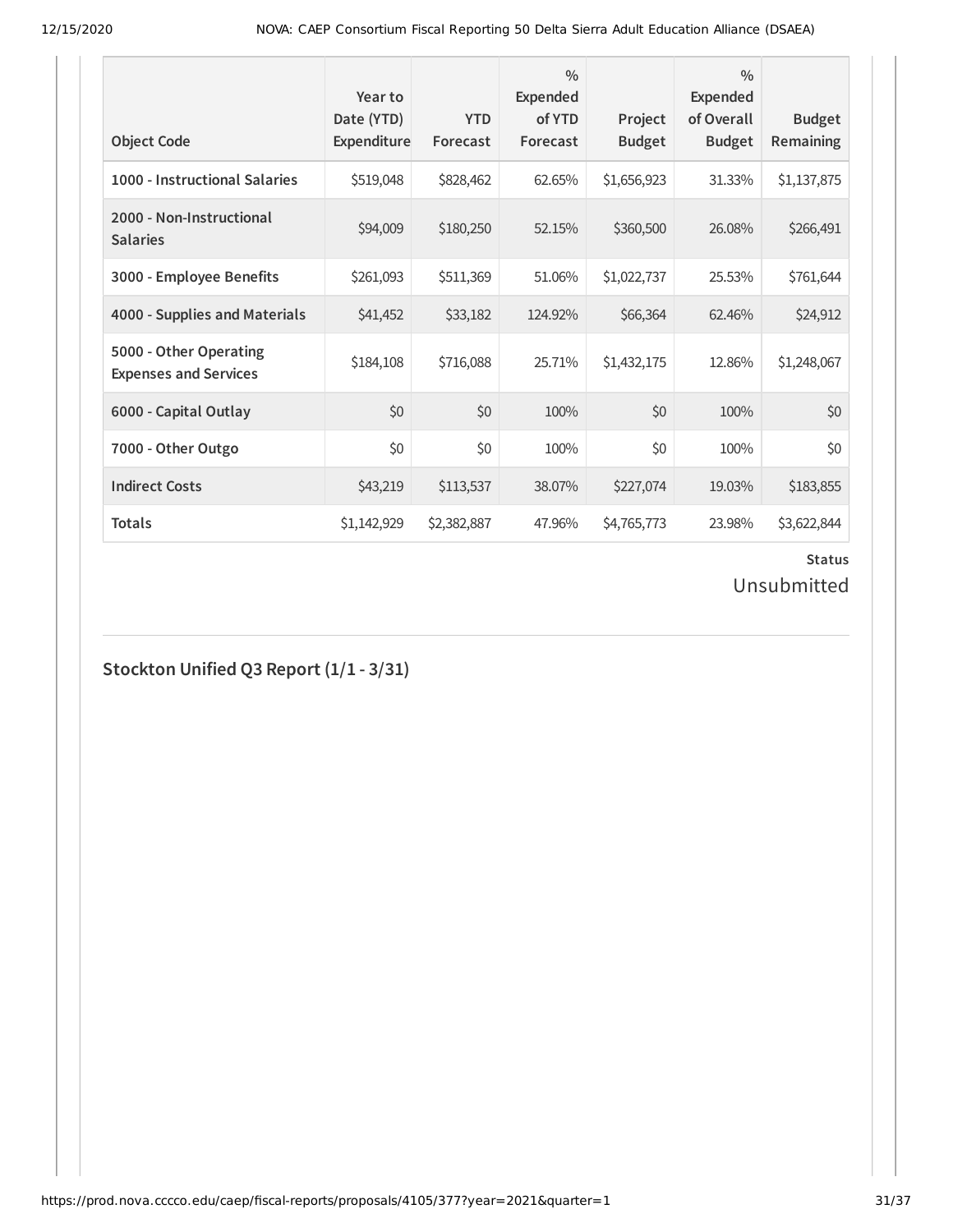| Object Code | Year to Date (YTD) Expenditure | YTD Forecast | % Expended of YTD Forecast | Project Budget | % Expended of Overall Budget | Budget Remaining |
|---|---|---|---|---|---|---|
| **1000 - Instructional Salaries** | $519,048 | $828,462 | 62.65% | $1,656,923 | 31.33% | $1,137,875 |
| **2000 - Non-Instructional Salaries** | $94,009 | $180,250 | 52.15% | $360,500 | 26.08% | $266,491 |
| **3000 - Employee Benefits** | $261,093 | $511,369 | 51.06% | $1,022,737 | 25.53% | $761,644 |
| **4000 - Supplies and Materials** | $41,452 | $33,182 | 124.92% | $66,364 | 62.46% | $24,912 |
| **5000 - Other Operating Expenses and Services** | $184,108 | $716,088 | 25.71% | $1,432,175 | 12.86% | $1,248,067 |
| **6000 - Capital Outlay** | $0 | $0 | 100% | $0 | 100% | $0 |
| **7000 - Other Outgo** | $0 | $0 | 100% | $0 | 100% | $0 |
| **Indirect Costs** | $43,219 | $113,537 | 38.07% | $227,074 | 19.03% | $183,855 |
| **Totals** | $1,142,929 | $2,382,887 | 47.96% | $4,765,773 | 23.98% | $3,622,844 |

**Status**

Unsubmitted

## Stockton Unified Q3 Report (1/1 - 3/31)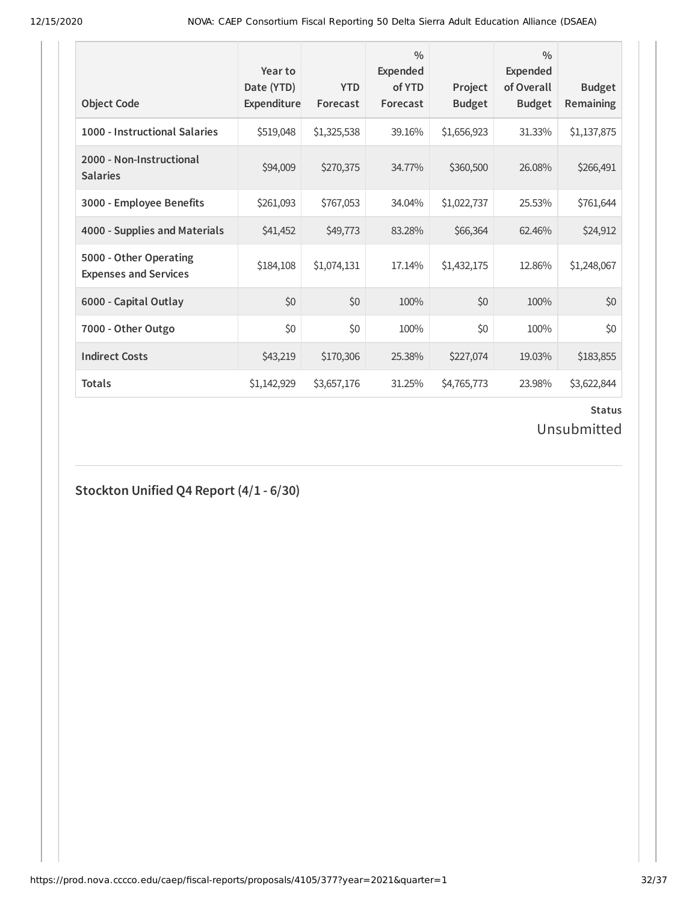| Object Code | Year to Date (YTD) Expenditure | YTD Forecast | % Expended of YTD Forecast | Project Budget | % Expended of Overall Budget | Budget Remaining |
|---|---|---|---|---|---|---|
| **1000 - Instructional Salaries** | $519,048 | $1,325,538 | 39.16% | $1,656,923 | 31.33% | $1,137,875 |
| **2000 - Non-Instructional Salaries** | $94,009 | $270,375 | 34.77% | $360,500 | 26.08% | $266,491 |
| **3000 - Employee Benefits** | $261,093 | $767,053 | 34.04% | $1,022,737 | 25.53% | $761,644 |
| **4000 - Supplies and Materials** | $41,452 | $49,773 | 83.28% | $66,364 | 62.46% | $24,912 |
| **5000 - Other Operating Expenses and Services** | $184,108 | $1,074,131 | 17.14% | $1,432,175 | 12.86% | $1,248,067 |
| **6000 - Capital Outlay** | $0 | $0 | 100% | $0 | 100% | $0 |
| **7000 - Other Outgo** | $0 | $0 | 100% | $0 | 100% | $0 |
| **Indirect Costs** | $43,219 | $170,306 | 25.38% | $227,074 | 19.03% | $183,855 |
| **Totals** | $1,142,929 | $3,657,176 | 31.25% | $4,765,773 | 23.98% | $3,622,844 |

**Status**

Unsubmitted

## Stockton Unified Q4 Report (4/1 - 6/30)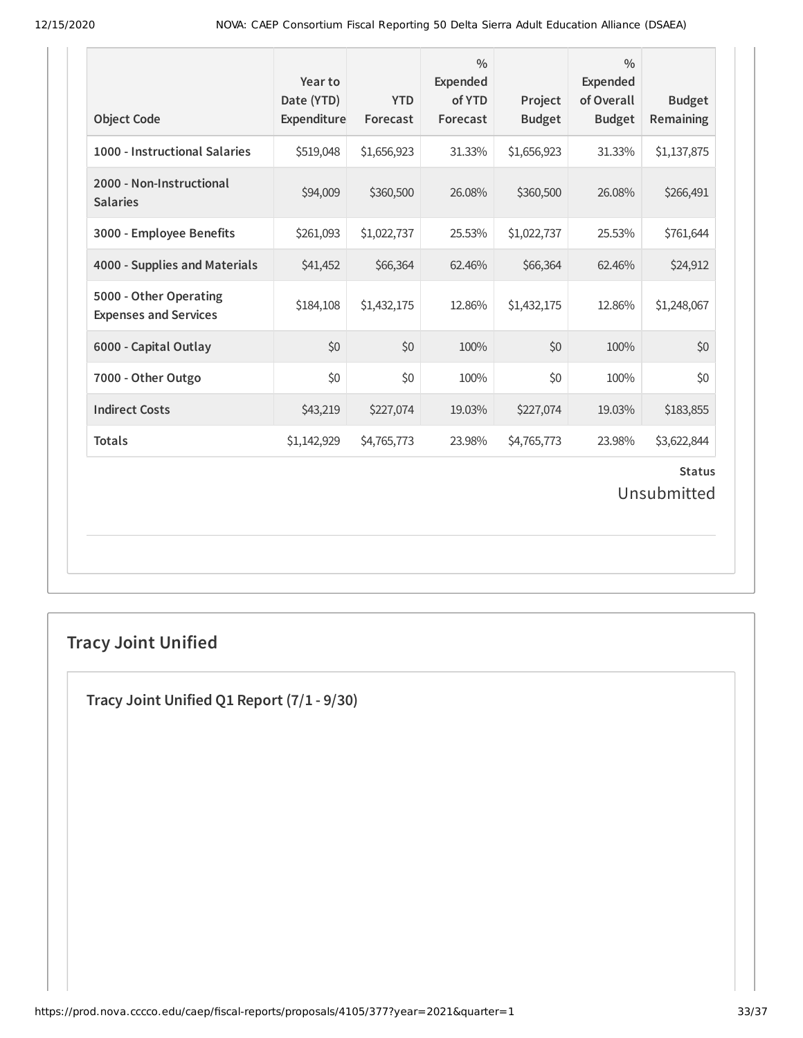| Object Code | Year to Date (YTD) Expenditure | YTD Forecast | % Expended of YTD Forecast | Project Budget | % Expended of Overall Budget | Budget Remaining |
|---|---|---|---|---|---|---|
| 1000 - Instructional Salaries | $519,048 | $1,656,923 | 31.33% | $1,656,923 | 31.33% | $1,137,875 |
| 2000 - Non-Instructional Salaries | $94,009 | $360,500 | 26.08% | $360,500 | 26.08% | $266,491 |
| 3000 - Employee Benefits | $261,093 | $1,022,737 | 25.53% | $1,022,737 | 25.53% | $761,644 |
| 4000 - Supplies and Materials | $41,452 | $66,364 | 62.46% | $66,364 | 62.46% | $24,912 |
| 5000 - Other Operating Expenses and Services | $184,108 | $1,432,175 | 12.86% | $1,432,175 | 12.86% | $1,248,067 |
| 6000 - Capital Outlay | $0 | $0 | 100% | $0 | 100% | $0 |
| 7000 - Other Outgo | $0 | $0 | 100% | $0 | 100% | $0 |
| Indirect Costs | $43,219 | $227,074 | 19.03% | $227,074 | 19.03% | $183,855 |
| Totals | $1,142,929 | $4,765,773 | 23.98% | $4,765,773 | 23.98% | $3,622,844 |

**Status**

Unsubmitted

## Tracy Joint Unified

### Tracy Joint Unified Q1 Report (7/1 - 9/30)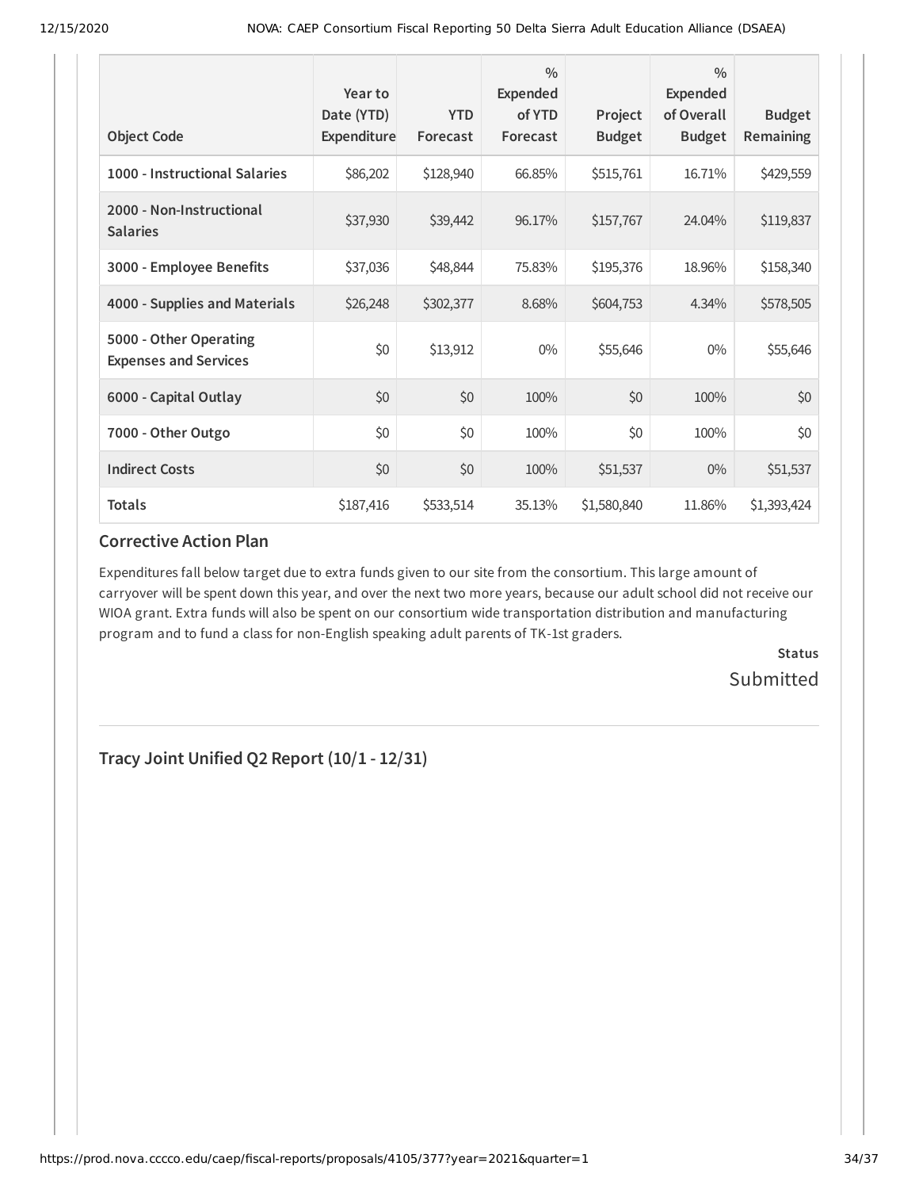| Object Code | Year to Date (YTD) Expenditure | YTD Forecast | % Expended of YTD Forecast | Project Budget | % Expended of Overall Budget | Budget Remaining |
|---|---|---|---|---|---|---|
| **1000 - Instructional Salaries** | $86,202 | $128,940 | 66.85% | $515,761 | 16.71% | $429,559 |
| **2000 - Non-Instructional Salaries** | $37,930 | $39,442 | 96.17% | $157,767 | 24.04% | $119,837 |
| **3000 - Employee Benefits** | $37,036 | $48,844 | 75.83% | $195,376 | 18.96% | $158,340 |
| **4000 - Supplies and Materials** | $26,248 | $302,377 | 8.68% | $604,753 | 4.34% | $578,505 |
| **5000 - Other Operating Expenses and Services** | $0 | $13,912 | 0% | $55,646 | 0% | $55,646 |
| **6000 - Capital Outlay** | $0 | $0 | 100% | $0 | 100% | $0 |
| **7000 - Other Outgo** | $0 | $0 | 100% | $0 | 100% | $0 |
| **Indirect Costs** | $0 | $0 | 100% | $51,537 | 0% | $51,537 |
| **Totals** | $187,416 | $533,514 | 35.13% | $1,580,840 | 11.86% | $1,393,424 |

### Corrective Action Plan

Expenditures fall below target due to extra funds given to our site from the consortium. This large amount of carryover will be spent down this year, and over the next two more years, because our adult school did not receive our WIOA grant. Extra funds will also be spent on our consortium wide transportation distribution and manufacturing program and to fund a class for non-English speaking adult parents of TK-1st graders.

**Status**
Submitted

## Tracy Joint Unified Q2 Report (10/1 - 12/31)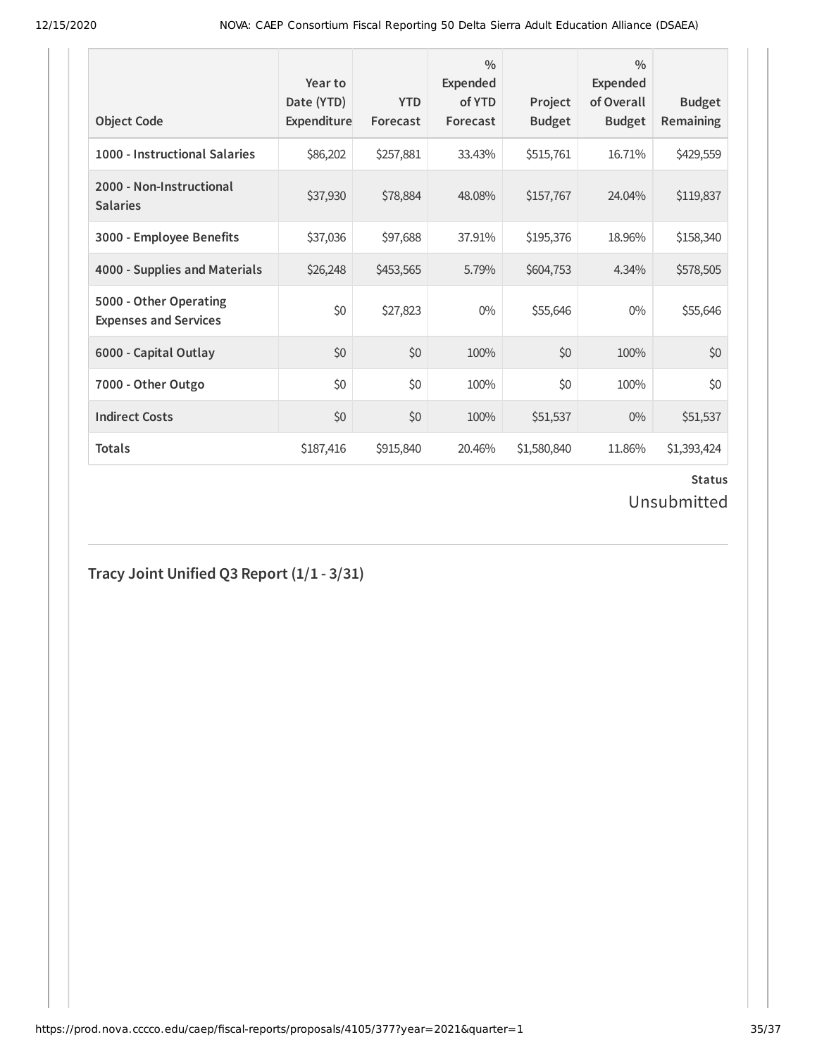| Object Code | Year to Date (YTD) Expenditure | YTD Forecast | % Expended of YTD Forecast | Project Budget | % Expended of Overall Budget | Budget Remaining |
|---|---|---|---|---|---|---|
| 1000 - Instructional Salaries | $86,202 | $257,881 | 33.43% | $515,761 | 16.71% | $429,559 |
| 2000 - Non-Instructional Salaries | $37,930 | $78,884 | 48.08% | $157,767 | 24.04% | $119,837 |
| 3000 - Employee Benefits | $37,036 | $97,688 | 37.91% | $195,376 | 18.96% | $158,340 |
| 4000 - Supplies and Materials | $26,248 | $453,565 | 5.79% | $604,753 | 4.34% | $578,505 |
| 5000 - Other Operating Expenses and Services | $0 | $27,823 | 0% | $55,646 | 0% | $55,646 |
| 6000 - Capital Outlay | $0 | $0 | 100% | $0 | 100% | $0 |
| 7000 - Other Outgo | $0 | $0 | 100% | $0 | 100% | $0 |
| Indirect Costs | $0 | $0 | 100% | $51,537 | 0% | $51,537 |
| Totals | $187,416 | $915,840 | 20.46% | $1,580,840 | 11.86% | $1,393,424 |

**Status**

Unsubmitted

## Tracy Joint Unified Q3 Report (1/1 - 3/31)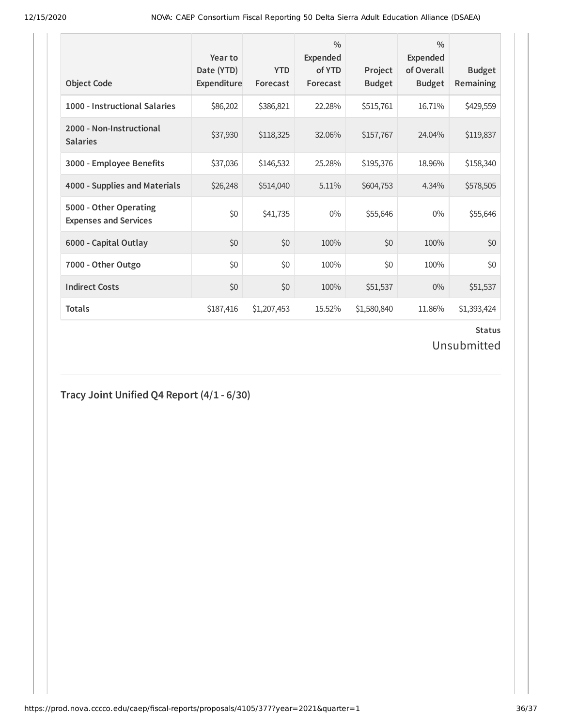| Object Code | Year to Date (YTD) Expenditure | YTD Forecast | % Expended of YTD Forecast | Project Budget | % Expended of Overall Budget | Budget Remaining |
|---|---|---|---|---|---|---|
| **1000 - Instructional Salaries** | $86,202 | $386,821 | 22.28% | $515,761 | 16.71% | $429,559 |
| **2000 - Non-Instructional Salaries** | $37,930 | $118,325 | 32.06% | $157,767 | 24.04% | $119,837 |
| **3000 - Employee Benefits** | $37,036 | $146,532 | 25.28% | $195,376 | 18.96% | $158,340 |
| **4000 - Supplies and Materials** | $26,248 | $514,040 | 5.11% | $604,753 | 4.34% | $578,505 |
| **5000 - Other Operating Expenses and Services** | $0 | $41,735 | 0% | $55,646 | 0% | $55,646 |
| **6000 - Capital Outlay** | $0 | $0 | 100% | $0 | 100% | $0 |
| **7000 - Other Outgo** | $0 | $0 | 100% | $0 | 100% | $0 |
| **Indirect Costs** | $0 | $0 | 100% | $51,537 | 0% | $51,537 |
| **Totals** | $187,416 | $1,207,453 | 15.52% | $1,580,840 | 11.86% | $1,393,424 |

**Status**

Unsubmitted

## Tracy Joint Unified Q4 Report (4/1 - 6/30)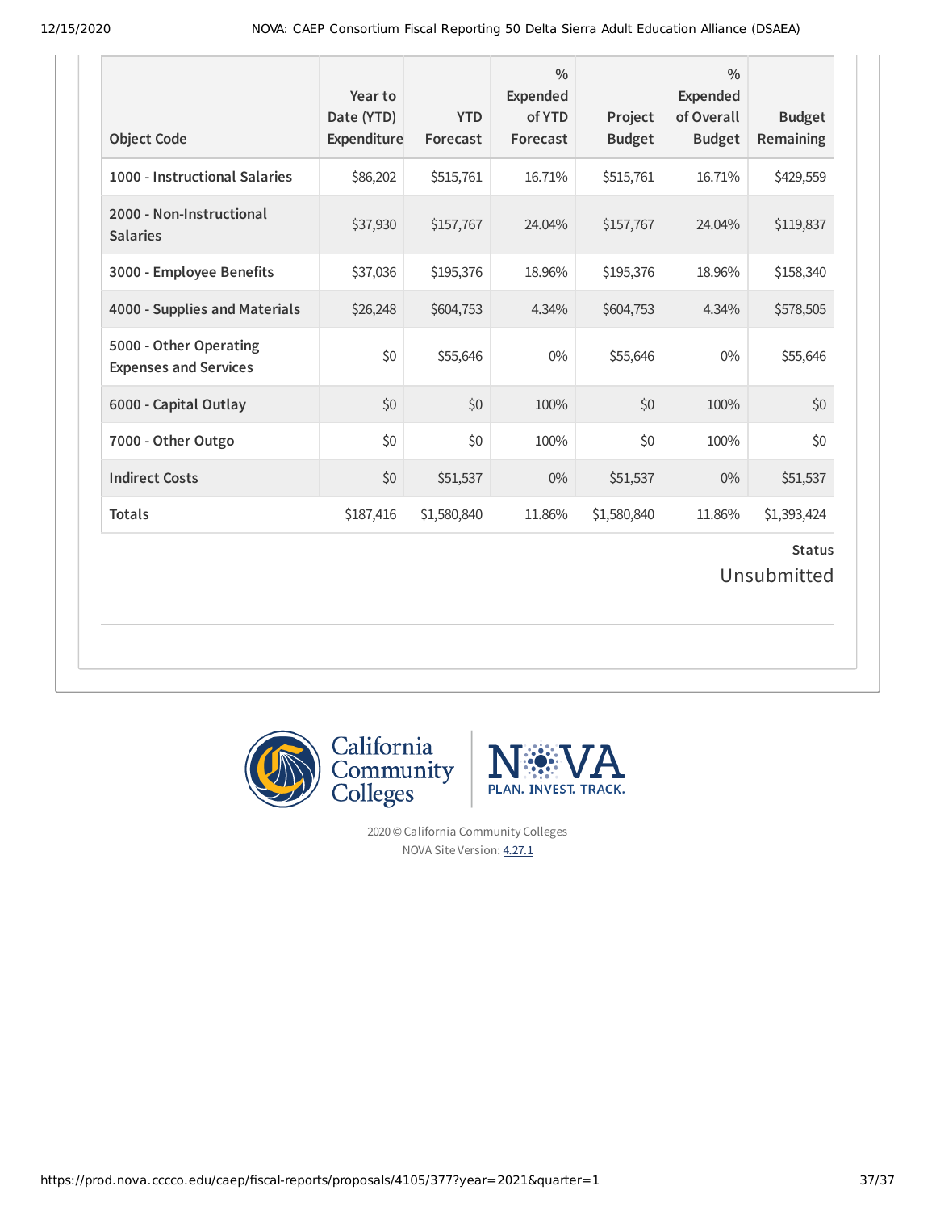| Object Code | Year to Date (YTD) Expenditure | YTD Forecast | % Expended of YTD Forecast | Project Budget | % Expended of Overall Budget | Budget Remaining |
|---|---|---|---|---|---|---|
| **1000 - Instructional Salaries** | $86,202 | $515,761 | 16.71% | $515,761 | 16.71% | $429,559 |
| **2000 - Non-Instructional Salaries** | $37,930 | $157,767 | 24.04% | $157,767 | 24.04% | $119,837 |
| **3000 - Employee Benefits** | $37,036 | $195,376 | 18.96% | $195,376 | 18.96% | $158,340 |
| **4000 - Supplies and Materials** | $26,248 | $604,753 | 4.34% | $604,753 | 4.34% | $578,505 |
| **5000 - Other Operating Expenses and Services** | $0 | $55,646 | 0% | $55,646 | 0% | $55,646 |
| **6000 - Capital Outlay** | $0 | $0 | 100% | $0 | 100% | $0 |
| **7000 - Other Outgo** | $0 | $0 | 100% | $0 | 100% | $0 |
| **Indirect Costs** | $0 | $51,537 | 0% | $51,537 | 0% | $51,537 |
| **Totals** | $187,416 | $1,580,840 | 11.86% | $1,580,840 | 11.86% | $1,393,424 |

**Status**

Unsubmitted

California Community Colleges

NOVA PLAN. INVEST. TRACK.

2020 © California Community Colleges

NOVA Site Version: 4.27.1